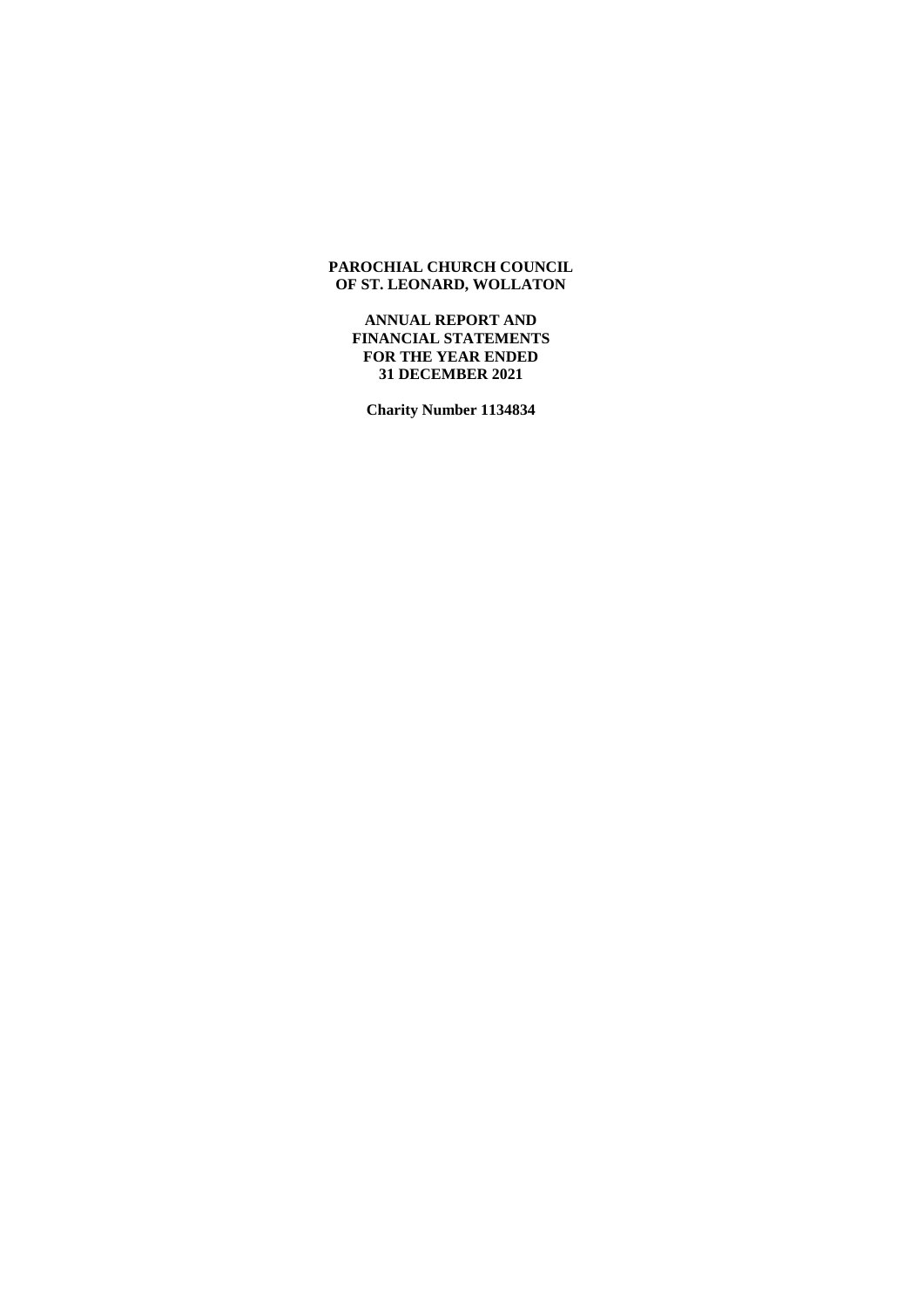**PAROCHIAL CHURCH COUNCIL**
**OF ST. LEONARD, WOLLATON**

**ANNUAL REPORT AND**
**FINANCIAL STATEMENTS**
**FOR THE YEAR ENDED**
**31 DECEMBER 2021**

**Charity Number 1134834**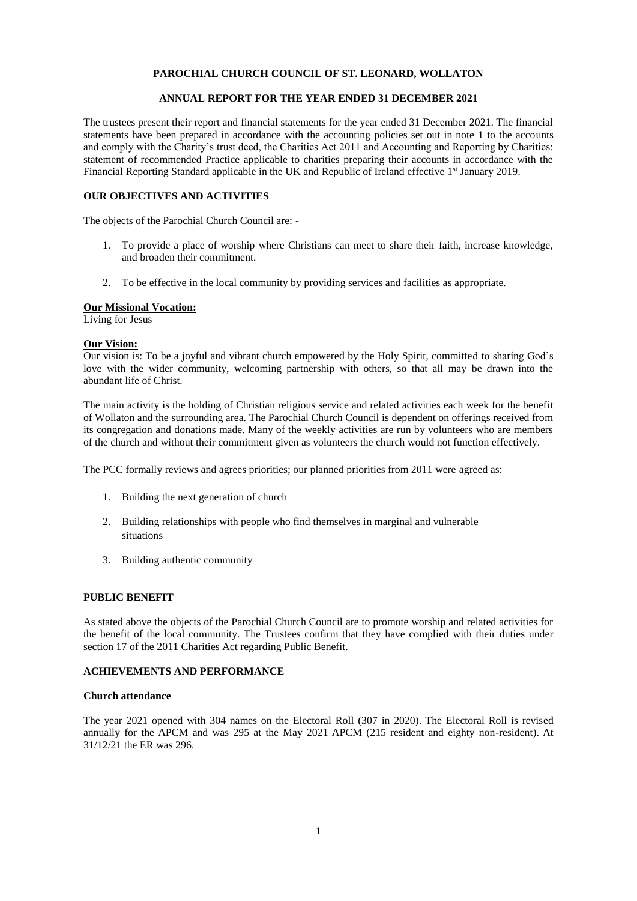# PAROCHIAL CHURCH COUNCIL OF ST. LEONARD, WOLLATON

## ANNUAL REPORT FOR THE YEAR ENDED 31 DECEMBER 2021

The trustees present their report and financial statements for the year ended 31 December 2021. The financial statements have been prepared in accordance with the accounting policies set out in note 1 to the accounts and comply with the Charity's trust deed, the Charities Act 2011 and Accounting and Reporting by Charities: statement of recommended Practice applicable to charities preparing their accounts in accordance with the Financial Reporting Standard applicable in the UK and Republic of Ireland effective 1st January 2019.

### OUR OBJECTIVES AND ACTIVITIES

The objects of the Parochial Church Council are: -

1. To provide a place of worship where Christians can meet to share their faith, increase knowledge, and broaden their commitment.
2. To be effective in the local community by providing services and facilities as appropriate.

**Our Missional Vocation:**
Living for Jesus

**Our Vision:**
Our vision is: To be a joyful and vibrant church empowered by the Holy Spirit, committed to sharing God's love with the wider community, welcoming partnership with others, so that all may be drawn into the abundant life of Christ.

The main activity is the holding of Christian religious service and related activities each week for the benefit of Wollaton and the surrounding area. The Parochial Church Council is dependent on offerings received from its congregation and donations made. Many of the weekly activities are run by volunteers who are members of the church and without their commitment given as volunteers the church would not function effectively.

The PCC formally reviews and agrees priorities; our planned priorities from 2011 were agreed as:

1. Building the next generation of church
2. Building relationships with people who find themselves in marginal and vulnerable situations
3. Building authentic community

### PUBLIC BENEFIT

As stated above the objects of the Parochial Church Council are to promote worship and related activities for the benefit of the local community. The Trustees confirm that they have complied with their duties under section 17 of the 2011 Charities Act regarding Public Benefit.

### ACHIEVEMENTS AND PERFORMANCE

#### Church attendance

The year 2021 opened with 304 names on the Electoral Roll (307 in 2020). The Electoral Roll is revised annually for the APCM and was 295 at the May 2021 APCM (215 resident and eighty non-resident). At 31/12/21 the ER was 296.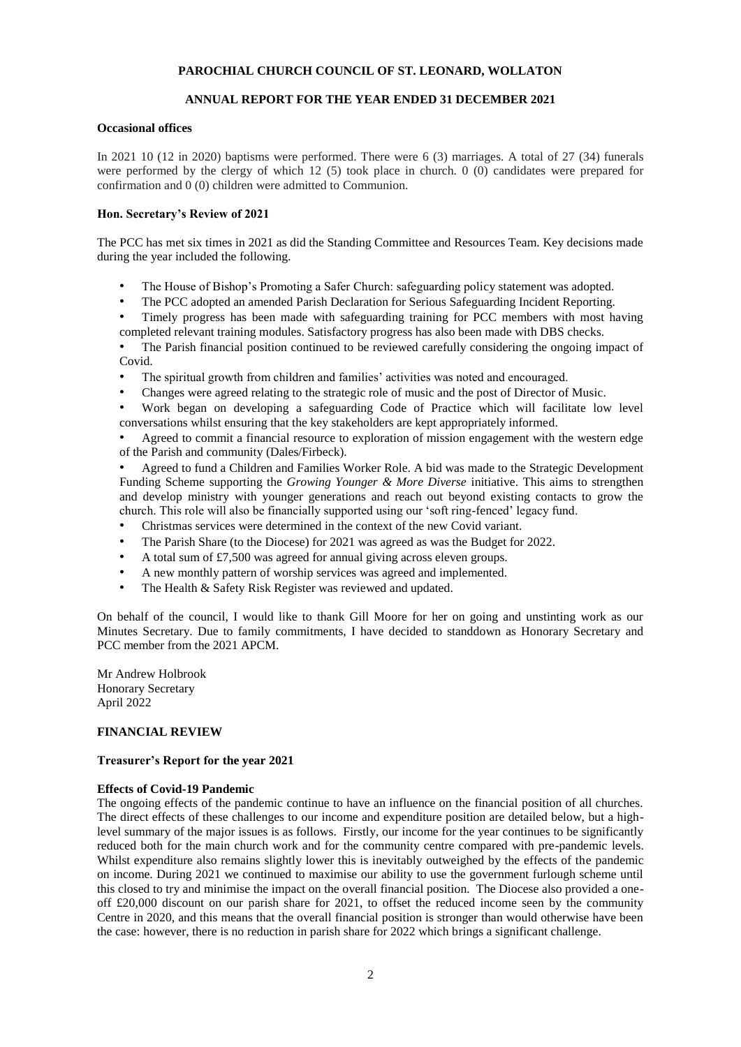**PAROCHIAL CHURCH COUNCIL OF ST. LEONARD, WOLLATON**

**ANNUAL REPORT FOR THE YEAR ENDED 31 DECEMBER 2021**

### Occasional offices

In 2021 10 (12 in 2020) baptisms were performed. There were 6 (3) marriages. A total of 27 (34) funerals were performed by the clergy of which 12 (5) took place in church. 0 (0) candidates were prepared for confirmation and 0 (0) children were admitted to Communion.

### Hon. Secretary's Review of 2021

The PCC has met six times in 2021 as did the Standing Committee and Resources Team. Key decisions made during the year included the following.

- The House of Bishop's Promoting a Safer Church: safeguarding policy statement was adopted.
- The PCC adopted an amended Parish Declaration for Serious Safeguarding Incident Reporting.
- Timely progress has been made with safeguarding training for PCC members with most having completed relevant training modules. Satisfactory progress has also been made with DBS checks.
- The Parish financial position continued to be reviewed carefully considering the ongoing impact of Covid.
- The spiritual growth from children and families' activities was noted and encouraged.
- Changes were agreed relating to the strategic role of music and the post of Director of Music.
- Work began on developing a safeguarding Code of Practice which will facilitate low level conversations whilst ensuring that the key stakeholders are kept appropriately informed.
- Agreed to commit a financial resource to exploration of mission engagement with the western edge of the Parish and community (Dales/Firbeck).
- Agreed to fund a Children and Families Worker Role. A bid was made to the Strategic Development Funding Scheme supporting the *Growing Younger & More Diverse* initiative. This aims to strengthen and develop ministry with younger generations and reach out beyond existing contacts to grow the church. This role will also be financially supported using our 'soft ring-fenced' legacy fund.
- Christmas services were determined in the context of the new Covid variant.
- The Parish Share (to the Diocese) for 2021 was agreed as was the Budget for 2022.
- A total sum of £7,500 was agreed for annual giving across eleven groups.
- A new monthly pattern of worship services was agreed and implemented.
- The Health & Safety Risk Register was reviewed and updated.

On behalf of the council, I would like to thank Gill Moore for her on going and unstinting work as our Minutes Secretary. Due to family commitments, I have decided to standdown as Honorary Secretary and PCC member from the 2021 APCM.

Mr Andrew Holbrook
Honorary Secretary
April 2022

## FINANCIAL REVIEW

### Treasurer's Report for the year 2021

**Effects of Covid-19 Pandemic**

The ongoing effects of the pandemic continue to have an influence on the financial position of all churches. The direct effects of these challenges to our income and expenditure position are detailed below, but a high-level summary of the major issues is as follows. Firstly, our income for the year continues to be significantly reduced both for the main church work and for the community centre compared with pre-pandemic levels. Whilst expenditure also remains slightly lower this is inevitably outweighed by the effects of the pandemic on income. During 2021 we continued to maximise our ability to use the government furlough scheme until this closed to try and minimise the impact on the overall financial position. The Diocese also provided a one-off £20,000 discount on our parish share for 2021, to offset the reduced income seen by the community Centre in 2020, and this means that the overall financial position is stronger than would otherwise have been the case: however, there is no reduction in parish share for 2022 which brings a significant challenge.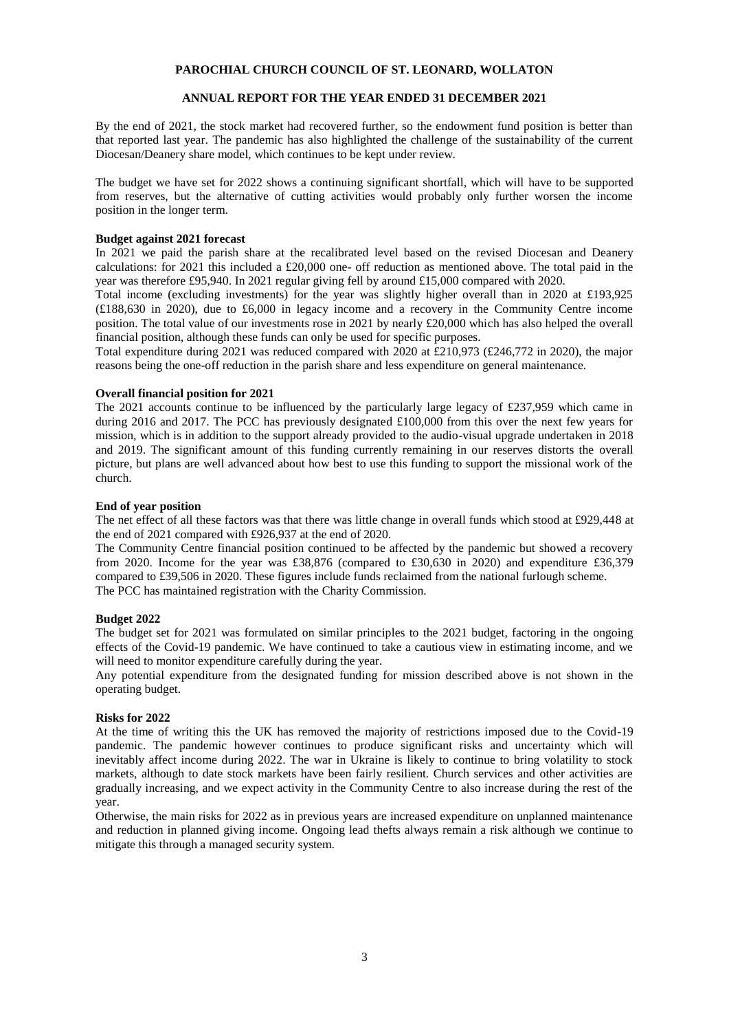**PAROCHIAL CHURCH COUNCIL OF ST. LEONARD, WOLLATON**

**ANNUAL REPORT FOR THE YEAR ENDED 31 DECEMBER 2021**

By the end of 2021, the stock market had recovered further, so the endowment fund position is better than that reported last year. The pandemic has also highlighted the challenge of the sustainability of the current Diocesan/Deanery share model, which continues to be kept under review.

The budget we have set for 2022 shows a continuing significant shortfall, which will have to be supported from reserves, but the alternative of cutting activities would probably only further worsen the income position in the longer term.

**Budget against 2021 forecast**

In 2021 we paid the parish share at the recalibrated level based on the revised Diocesan and Deanery calculations: for 2021 this included a £20,000 one- off reduction as mentioned above. The total paid in the year was therefore £95,940. In 2021 regular giving fell by around £15,000 compared with 2020.

Total income (excluding investments) for the year was slightly higher overall than in 2020 at £193,925 (£188,630 in 2020), due to £6,000 in legacy income and a recovery in the Community Centre income position. The total value of our investments rose in 2021 by nearly £20,000 which has also helped the overall financial position, although these funds can only be used for specific purposes.

Total expenditure during 2021 was reduced compared with 2020 at £210,973 (£246,772 in 2020), the major reasons being the one-off reduction in the parish share and less expenditure on general maintenance.

**Overall financial position for 2021**

The 2021 accounts continue to be influenced by the particularly large legacy of £237,959 which came in during 2016 and 2017. The PCC has previously designated £100,000 from this over the next few years for mission, which is in addition to the support already provided to the audio-visual upgrade undertaken in 2018 and 2019. The significant amount of this funding currently remaining in our reserves distorts the overall picture, but plans are well advanced about how best to use this funding to support the missional work of the church.

**End of year position**

The net effect of all these factors was that there was little change in overall funds which stood at £929,448 at the end of 2021 compared with £926,937 at the end of 2020.

The Community Centre financial position continued to be affected by the pandemic but showed a recovery from 2020. Income for the year was £38,876 (compared to £30,630 in 2020) and expenditure £36,379 compared to £39,506 in 2020. These figures include funds reclaimed from the national furlough scheme.

The PCC has maintained registration with the Charity Commission.

**Budget 2022**

The budget set for 2021 was formulated on similar principles to the 2021 budget, factoring in the ongoing effects of the Covid-19 pandemic. We have continued to take a cautious view in estimating income, and we will need to monitor expenditure carefully during the year.

Any potential expenditure from the designated funding for mission described above is not shown in the operating budget.

**Risks for 2022**

At the time of writing this the UK has removed the majority of restrictions imposed due to the Covid-19 pandemic. The pandemic however continues to produce significant risks and uncertainty which will inevitably affect income during 2022. The war in Ukraine is likely to continue to bring volatility to stock markets, although to date stock markets have been fairly resilient. Church services and other activities are gradually increasing, and we expect activity in the Community Centre to also increase during the rest of the year.

Otherwise, the main risks for 2022 as in previous years are increased expenditure on unplanned maintenance and reduction in planned giving income. Ongoing lead thefts always remain a risk although we continue to mitigate this through a managed security system.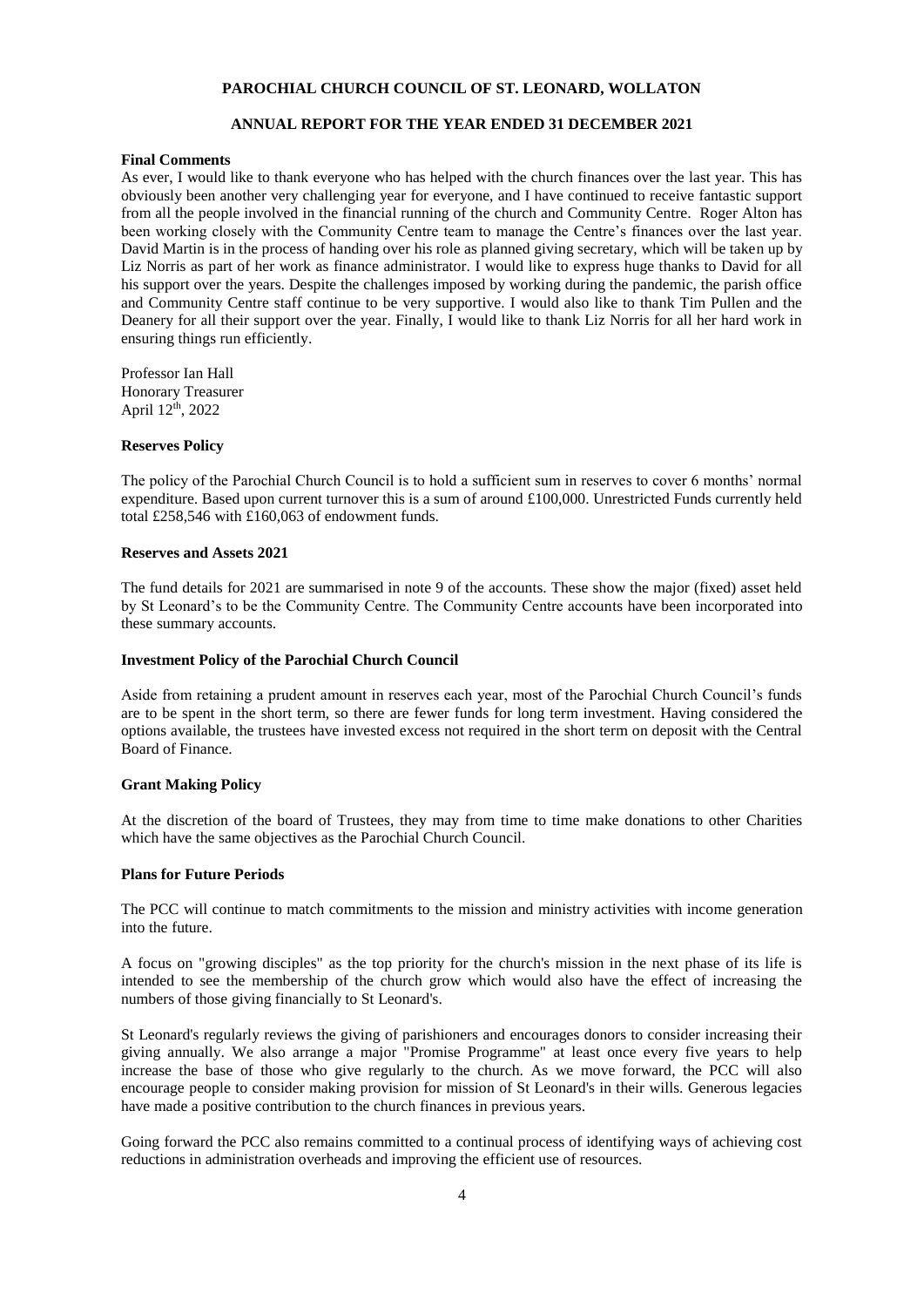**PAROCHIAL CHURCH COUNCIL OF ST. LEONARD, WOLLATON**

**ANNUAL REPORT FOR THE YEAR ENDED 31 DECEMBER 2021**

**Final Comments**

As ever, I would like to thank everyone who has helped with the church finances over the last year. This has obviously been another very challenging year for everyone, and I have continued to receive fantastic support from all the people involved in the financial running of the church and Community Centre. Roger Alton has been working closely with the Community Centre team to manage the Centre's finances over the last year. David Martin is in the process of handing over his role as planned giving secretary, which will be taken up by Liz Norris as part of her work as finance administrator. I would like to express huge thanks to David for all his support over the years. Despite the challenges imposed by working during the pandemic, the parish office and Community Centre staff continue to be very supportive. I would also like to thank Tim Pullen and the Deanery for all their support over the year. Finally, I would like to thank Liz Norris for all her hard work in ensuring things run efficiently.

Professor Ian Hall
Honorary Treasurer
April 12th, 2022

**Reserves Policy**

The policy of the Parochial Church Council is to hold a sufficient sum in reserves to cover 6 months' normal expenditure. Based upon current turnover this is a sum of around £100,000. Unrestricted Funds currently held total £258,546 with £160,063 of endowment funds.

**Reserves and Assets 2021**

The fund details for 2021 are summarised in note 9 of the accounts. These show the major (fixed) asset held by St Leonard's to be the Community Centre. The Community Centre accounts have been incorporated into these summary accounts.

**Investment Policy of the Parochial Church Council**

Aside from retaining a prudent amount in reserves each year, most of the Parochial Church Council's funds are to be spent in the short term, so there are fewer funds for long term investment. Having considered the options available, the trustees have invested excess not required in the short term on deposit with the Central Board of Finance.

**Grant Making Policy**

At the discretion of the board of Trustees, they may from time to time make donations to other Charities which have the same objectives as the Parochial Church Council.

**Plans for Future Periods**

The PCC will continue to match commitments to the mission and ministry activities with income generation into the future.

A focus on "growing disciples" as the top priority for the church's mission in the next phase of its life is intended to see the membership of the church grow which would also have the effect of increasing the numbers of those giving financially to St Leonard's.

St Leonard's regularly reviews the giving of parishioners and encourages donors to consider increasing their giving annually. We also arrange a major "Promise Programme" at least once every five years to help increase the base of those who give regularly to the church. As we move forward, the PCC will also encourage people to consider making provision for mission of St Leonard's in their wills. Generous legacies have made a positive contribution to the church finances in previous years.

Going forward the PCC also remains committed to a continual process of identifying ways of achieving cost reductions in administration overheads and improving the efficient use of resources.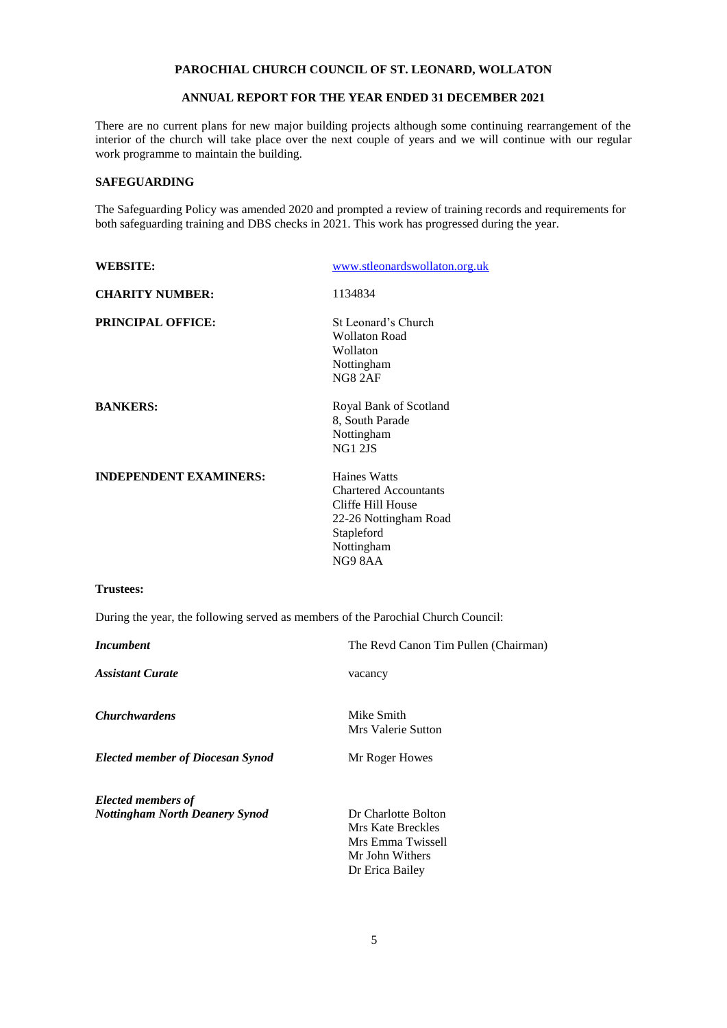There are no current plans for new major building projects although some continuing rearrangement of the interior of the church will take place over the next couple of years and we will continue with our regular work programme to maintain the building.

## SAFEGUARDING

The Safeguarding Policy was amended 2020 and prompted a review of training records and requirements for both safeguarding training and DBS checks in 2021. This work has progressed during the year.

| | |
|---|---|
| **WEBSITE:** | www.stleonardswollaton.org.uk |
| **CHARITY NUMBER:** | 1134834 |
| **PRINCIPAL OFFICE:** | St Leonard's Church<br>Wollaton Road<br>Wollaton<br>Nottingham<br>NG8 2AF |
| **BANKERS:** | Royal Bank of Scotland<br>8, South Parade<br>Nottingham<br>NG1 2JS |
| **INDEPENDENT EXAMINERS:** | Haines Watts<br>Chartered Accountants<br>Cliffe Hill House<br>22-26 Nottingham Road<br>Stapleford<br>Nottingham<br>NG9 8AA |

**Trustees:**

During the year, the following served as members of the Parochial Church Council:

| | |
|---|---|
| ***Incumbent*** | The Revd Canon Tim Pullen (Chairman) |
| ***Assistant Curate*** | vacancy |
| ***Churchwardens*** | Mike Smith<br>Mrs Valerie Sutton |
| ***Elected member of Diocesan Synod*** | Mr Roger Howes |
| ***Elected members of Nottingham North Deanery Synod*** | Dr Charlotte Bolton<br>Mrs Kate Breckles<br>Mrs Emma Twissell<br>Mr John Withers<br>Dr Erica Bailey |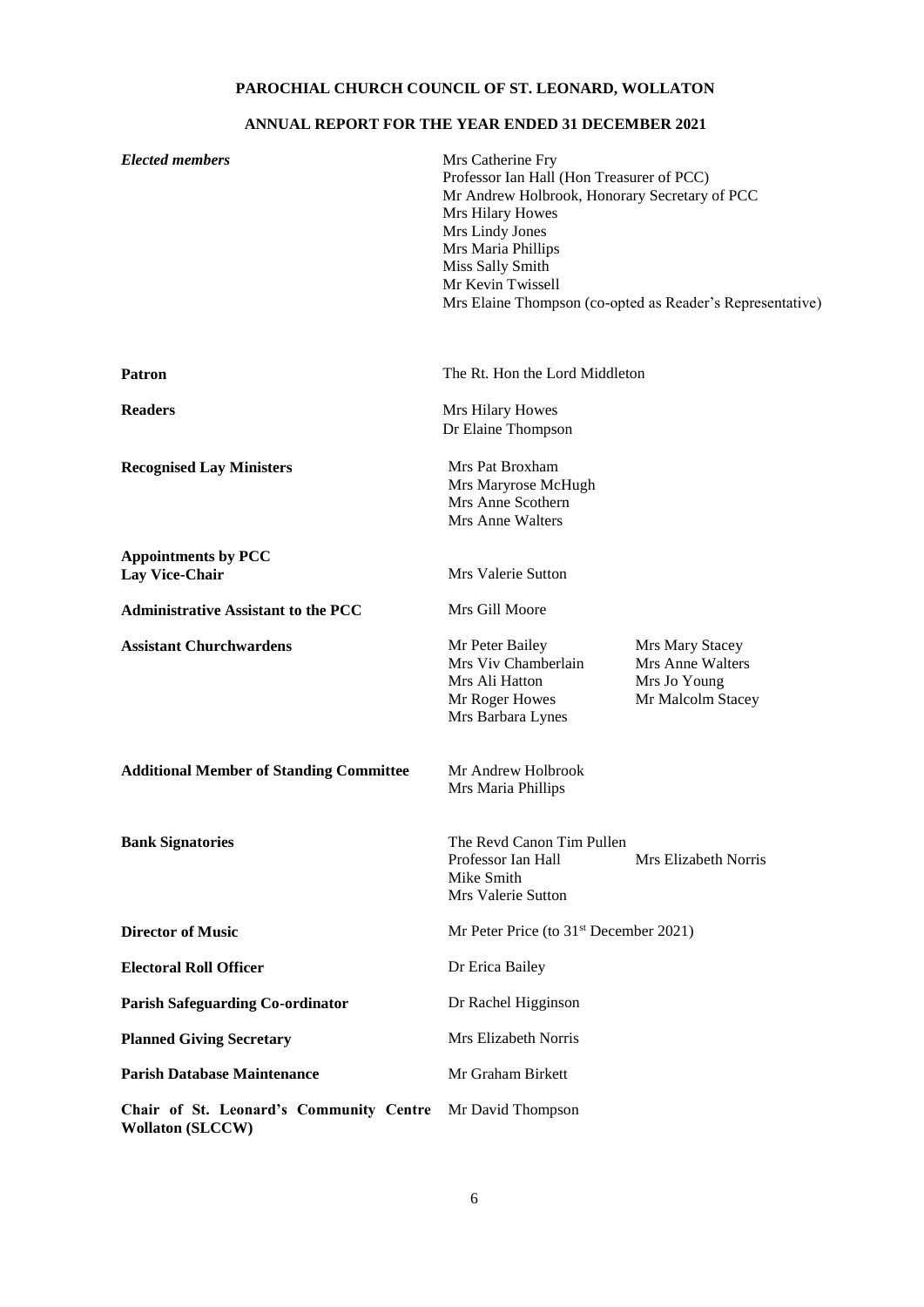# PAROCHIAL CHURCH COUNCIL OF ST. LEONARD, WOLLATON

## ANNUAL REPORT FOR THE YEAR ENDED 31 DECEMBER 2021

| | | |
|---|---|---|
| ***Elected members*** | Mrs Catherine Fry<br>Professor Ian Hall (Hon Treasurer of PCC)<br>Mr Andrew Holbrook, Honorary Secretary of PCC<br>Mrs Hilary Howes<br>Mrs Lindy Jones<br>Mrs Maria Phillips<br>Miss Sally Smith<br>Mr Kevin Twissell<br>Mrs Elaine Thompson (co-opted as Reader's Representative) | |
| **Patron** | The Rt. Hon the Lord Middleton | |
| **Readers** | Mrs Hilary Howes<br>Dr Elaine Thompson | |
| **Recognised Lay Ministers** | Mrs Pat Broxham<br>Mrs Maryrose McHugh<br>Mrs Anne Scothern<br>Mrs Anne Walters | |
| **Appointments by PCC**<br>**Lay Vice-Chair** | Mrs Valerie Sutton | |
| **Administrative Assistant to the PCC** | Mrs Gill Moore | |
| **Assistant Churchwardens** | Mr Peter Bailey<br>Mrs Viv Chamberlain<br>Mrs Ali Hatton<br>Mr Roger Howes<br>Mrs Barbara Lynes | Mrs Mary Stacey<br>Mrs Anne Walters<br>Mrs Jo Young<br>Mr Malcolm Stacey |
| **Additional Member of Standing Committee** | Mr Andrew Holbrook<br>Mrs Maria Phillips | |
| **Bank Signatories** | The Revd Canon Tim Pullen<br>Professor Ian Hall<br>Mike Smith<br>Mrs Valerie Sutton | Mrs Elizabeth Norris |
| **Director of Music** | Mr Peter Price (to 31st December 2021) | |
| **Electoral Roll Officer** | Dr Erica Bailey | |
| **Parish Safeguarding Co-ordinator** | Dr Rachel Higginson | |
| **Planned Giving Secretary** | Mrs Elizabeth Norris | |
| **Parish Database Maintenance** | Mr Graham Birkett | |
| **Chair of St. Leonard's Community Centre Wollaton (SLCCW)** | Mr David Thompson | |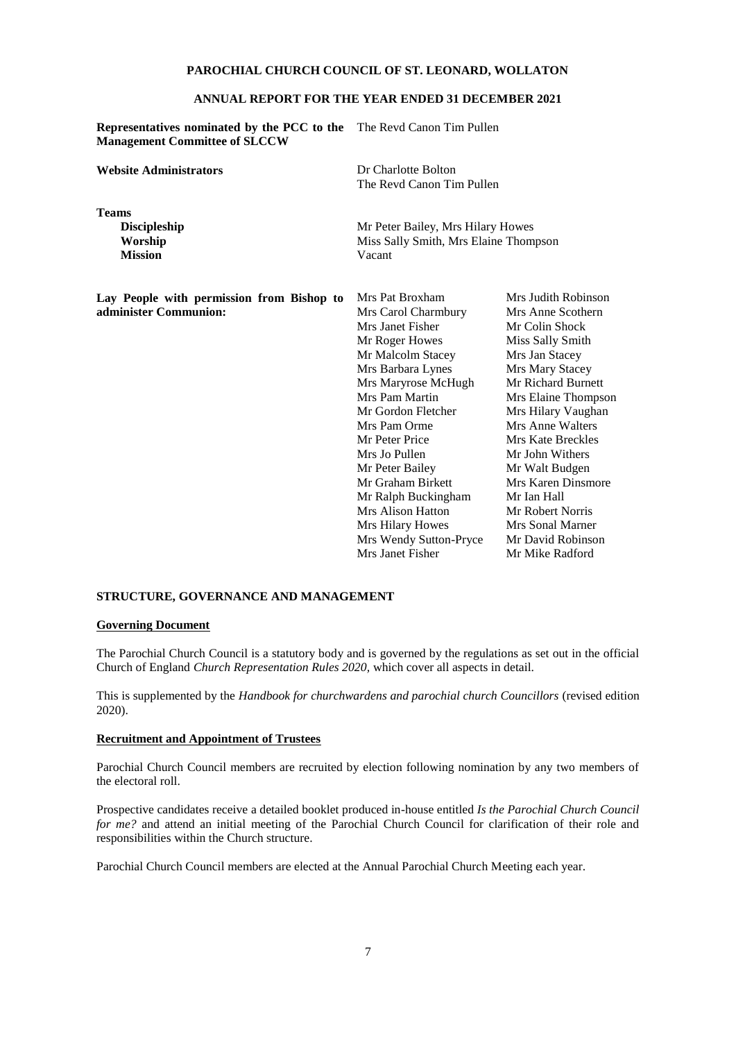**PAROCHIAL CHURCH COUNCIL OF ST. LEONARD, WOLLATON**

**ANNUAL REPORT FOR THE YEAR ENDED 31 DECEMBER 2021**

| | |
|---|---|
| **Representatives nominated by the PCC to the Management Committee of SLCCW** | The Revd Canon Tim Pullen |
| **Website Administrators** | Dr Charlotte Bolton<br>The Revd Canon Tim Pullen |
| **Teams** | |
| **Discipleship** | Mr Peter Bailey, Mrs Hilary Howes |
| **Worship** | Miss Sally Smith, Mrs Elaine Thompson |
| **Mission** | Vacant |

**Lay People with permission from Bishop to administer Communion:**

| | |
|---|---|
| Mrs Pat Broxham | Mrs Judith Robinson |
| Mrs Carol Charmbury | Mrs Anne Scothern |
| Mrs Janet Fisher | Mr Colin Shock |
| Mr Roger Howes | Miss Sally Smith |
| Mr Malcolm Stacey | Mrs Jan Stacey |
| Mrs Barbara Lynes | Mrs Mary Stacey |
| Mrs Maryrose McHugh | Mr Richard Burnett |
| Mrs Pam Martin | Mrs Elaine Thompson |
| Mr Gordon Fletcher | Mrs Hilary Vaughan |
| Mrs Pam Orme | Mrs Anne Walters |
| Mr Peter Price | Mrs Kate Breckles |
| Mrs Jo Pullen | Mr John Withers |
| Mr Peter Bailey | Mr Walt Budgen |
| Mr Graham Birkett | Mrs Karen Dinsmore |
| Mr Ralph Buckingham | Mr Ian Hall |
| Mrs Alison Hatton | Mr Robert Norris |
| Mrs Hilary Howes | Mrs Sonal Marner |
| Mrs Wendy Sutton-Pryce | Mr David Robinson |
| Mrs Janet Fisher | Mr Mike Radford |

## STRUCTURE, GOVERNANCE AND MANAGEMENT

### Governing Document

The Parochial Church Council is a statutory body and is governed by the regulations as set out in the official Church of England *Church Representation Rules 2020*, which cover all aspects in detail.

This is supplemented by the *Handbook for churchwardens and parochial church Councillors* (revised edition 2020).

### Recruitment and Appointment of Trustees

Parochial Church Council members are recruited by election following nomination by any two members of the electoral roll.

Prospective candidates receive a detailed booklet produced in-house entitled *Is the Parochial Church Council for me?* and attend an initial meeting of the Parochial Church Council for clarification of their role and responsibilities within the Church structure.

Parochial Church Council members are elected at the Annual Parochial Church Meeting each year.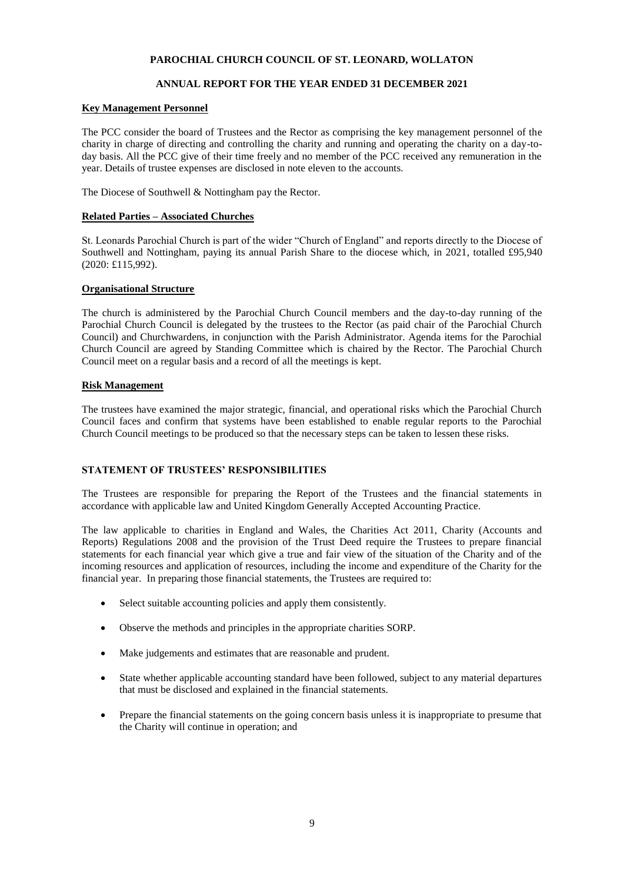**PAROCHIAL CHURCH COUNCIL OF ST. LEONARD, WOLLATON**

**ANNUAL REPORT FOR THE YEAR ENDED 31 DECEMBER 2021**

**Key Management Personnel**

The PCC consider the board of Trustees and the Rector as comprising the key management personnel of the charity in charge of directing and controlling the charity and running and operating the charity on a day-to-day basis. All the PCC give of their time freely and no member of the PCC received any remuneration in the year. Details of trustee expenses are disclosed in note eleven to the accounts.

The Diocese of Southwell & Nottingham pay the Rector.

**Related Parties – Associated Churches**

St. Leonards Parochial Church is part of the wider "Church of England" and reports directly to the Diocese of Southwell and Nottingham, paying its annual Parish Share to the diocese which, in 2021, totalled £95,940 (2020: £115,992).

**Organisational Structure**

The church is administered by the Parochial Church Council members and the day-to-day running of the Parochial Church Council is delegated by the trustees to the Rector (as paid chair of the Parochial Church Council) and Churchwardens, in conjunction with the Parish Administrator. Agenda items for the Parochial Church Council are agreed by Standing Committee which is chaired by the Rector. The Parochial Church Council meet on a regular basis and a record of all the meetings is kept.

**Risk Management**

The trustees have examined the major strategic, financial, and operational risks which the Parochial Church Council faces and confirm that systems have been established to enable regular reports to the Parochial Church Council meetings to be produced so that the necessary steps can be taken to lessen these risks.

## STATEMENT OF TRUSTEES' RESPONSIBILITIES

The Trustees are responsible for preparing the Report of the Trustees and the financial statements in accordance with applicable law and United Kingdom Generally Accepted Accounting Practice.

The law applicable to charities in England and Wales, the Charities Act 2011, Charity (Accounts and Reports) Regulations 2008 and the provision of the Trust Deed require the Trustees to prepare financial statements for each financial year which give a true and fair view of the situation of the Charity and of the incoming resources and application of resources, including the income and expenditure of the Charity for the financial year. In preparing those financial statements, the Trustees are required to:

- Select suitable accounting policies and apply them consistently.
- Observe the methods and principles in the appropriate charities SORP.
- Make judgements and estimates that are reasonable and prudent.
- State whether applicable accounting standard have been followed, subject to any material departures that must be disclosed and explained in the financial statements.
- Prepare the financial statements on the going concern basis unless it is inappropriate to presume that the Charity will continue in operation; and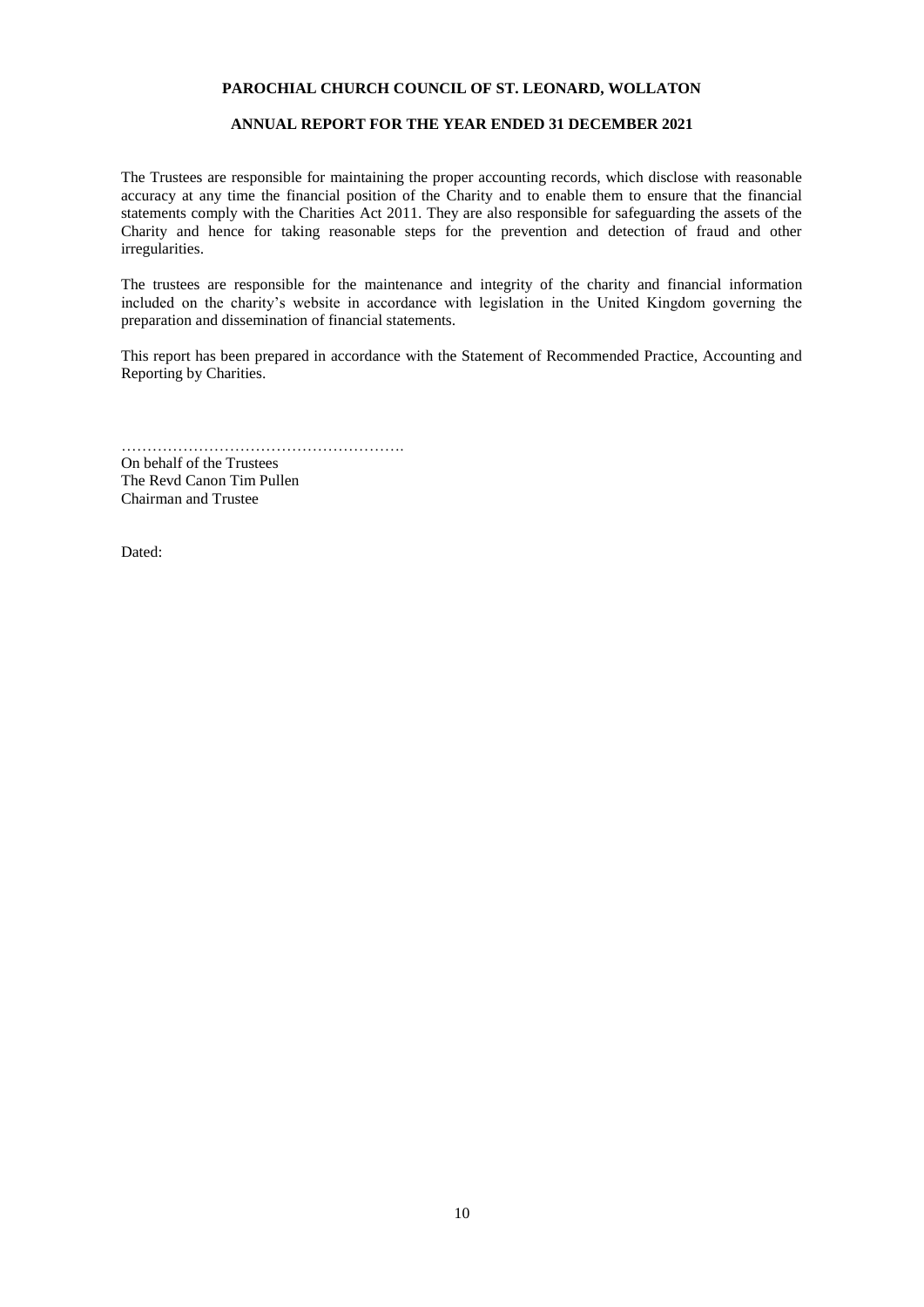**PAROCHIAL CHURCH COUNCIL OF ST. LEONARD, WOLLATON**

**ANNUAL REPORT FOR THE YEAR ENDED 31 DECEMBER 2021**

The Trustees are responsible for maintaining the proper accounting records, which disclose with reasonable accuracy at any time the financial position of the Charity and to enable them to ensure that the financial statements comply with the Charities Act 2011. They are also responsible for safeguarding the assets of the Charity and hence for taking reasonable steps for the prevention and detection of fraud and other irregularities.

The trustees are responsible for the maintenance and integrity of the charity and financial information included on the charity's website in accordance with legislation in the United Kingdom governing the preparation and dissemination of financial statements.

This report has been prepared in accordance with the Statement of Recommended Practice, Accounting and Reporting by Charities.

……………………………………………….
On behalf of the Trustees
The Revd Canon Tim Pullen
Chairman and Trustee

Dated: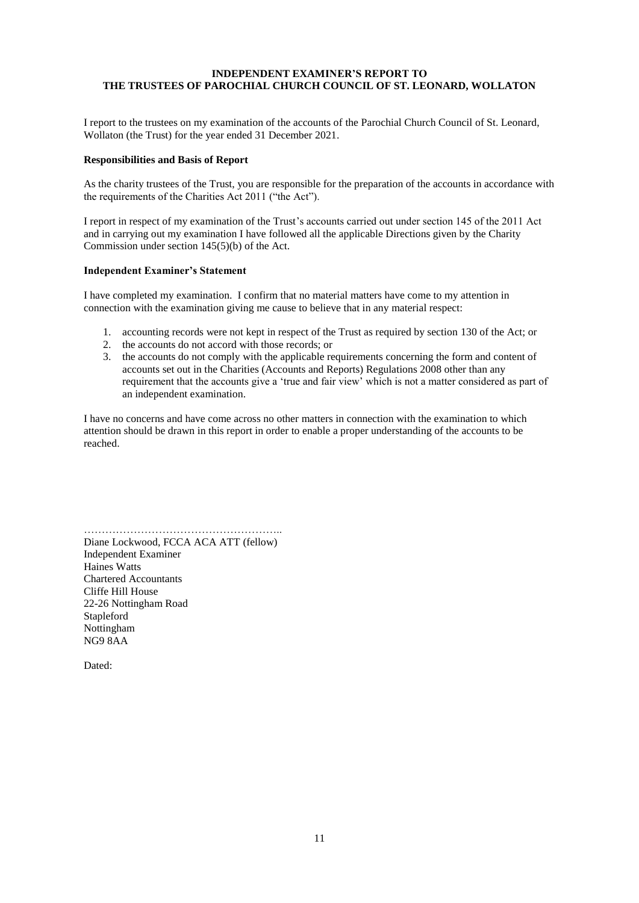**INDEPENDENT EXAMINER'S REPORT TO
THE TRUSTEES OF PAROCHIAL CHURCH COUNCIL OF ST. LEONARD, WOLLATON**

I report to the trustees on my examination of the accounts of the Parochial Church Council of St. Leonard, Wollaton (the Trust) for the year ended 31 December 2021.

**Responsibilities and Basis of Report**

As the charity trustees of the Trust, you are responsible for the preparation of the accounts in accordance with the requirements of the Charities Act 2011 ("the Act").

I report in respect of my examination of the Trust's accounts carried out under section 145 of the 2011 Act and in carrying out my examination I have followed all the applicable Directions given by the Charity Commission under section 145(5)(b) of the Act.

**Independent Examiner's Statement**

I have completed my examination. I confirm that no material matters have come to my attention in connection with the examination giving me cause to believe that in any material respect:

1. accounting records were not kept in respect of the Trust as required by section 130 of the Act; or
2. the accounts do not accord with those records; or
3. the accounts do not comply with the applicable requirements concerning the form and content of accounts set out in the Charities (Accounts and Reports) Regulations 2008 other than any requirement that the accounts give a 'true and fair view' which is not a matter considered as part of an independent examination.

I have no concerns and have come across no other matters in connection with the examination to which attention should be drawn in this report in order to enable a proper understanding of the accounts to be reached.

……………………………………………….
Diane Lockwood, FCCA ACA ATT (fellow)
Independent Examiner
Haines Watts
Chartered Accountants
Cliffe Hill House
22-26 Nottingham Road
Stapleford
Nottingham
NG9 8AA

Dated: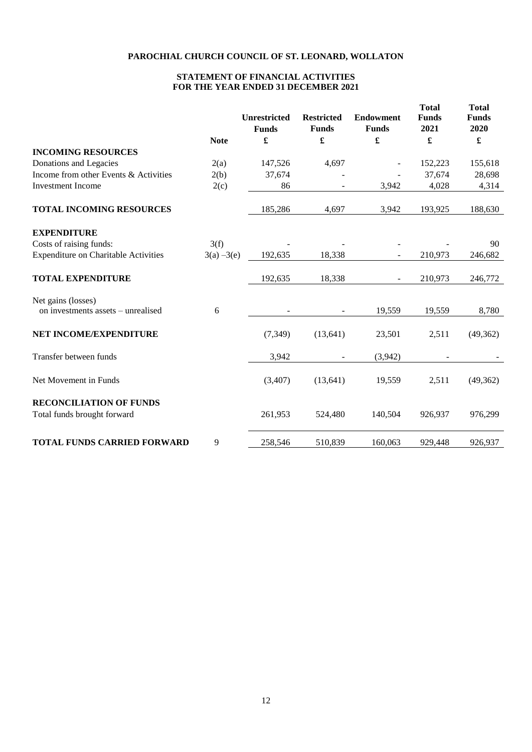# PAROCHIAL CHURCH COUNCIL OF ST. LEONARD, WOLLATON

## STATEMENT OF FINANCIAL ACTIVITIES FOR THE YEAR ENDED 31 DECEMBER 2021

| | Note | Unrestricted Funds £ | Restricted Funds £ | Endowment Funds £ | Total Funds 2021 £ | Total Funds 2020 £ |
|---|---|---|---|---|---|---|
| **INCOMING RESOURCES** | | | | | | |
| Donations and Legacies | 2(a) | 147,526 | 4,697 | - | 152,223 | 155,618 |
| Income from other Events & Activities | 2(b) | 37,674 | - | - | 37,674 | 28,698 |
| Investment Income | 2(c) | 86 | - | 3,942 | 4,028 | 4,314 |
| **TOTAL INCOMING RESOURCES** | | 185,286 | 4,697 | 3,942 | 193,925 | 188,630 |
| **EXPENDITURE** | | | | | | |
| Costs of raising funds: | 3(f) | - | - | - | - | 90 |
| Expenditure on Charitable Activities | 3(a) –3(e) | 192,635 | 18,338 | - | 210,973 | 246,682 |
| **TOTAL EXPENDITURE** | | 192,635 | 18,338 | - | 210,973 | 246,772 |
| Net gains (losses) on investments assets – unrealised | 6 | - | - | 19,559 | 19,559 | 8,780 |
| **NET INCOME/EXPENDITURE** | | (7,349) | (13,641) | 23,501 | 2,511 | (49,362) |
| Transfer between funds | | 3,942 | - | (3,942) | - | - |
| Net Movement in Funds | | (3,407) | (13,641) | 19,559 | 2,511 | (49,362) |
| **RECONCILIATION OF FUNDS** | | | | | | |
| Total funds brought forward | | 261,953 | 524,480 | 140,504 | 926,937 | 976,299 |
| **TOTAL FUNDS CARRIED FORWARD** | 9 | 258,546 | 510,839 | 160,063 | 929,448 | 926,937 |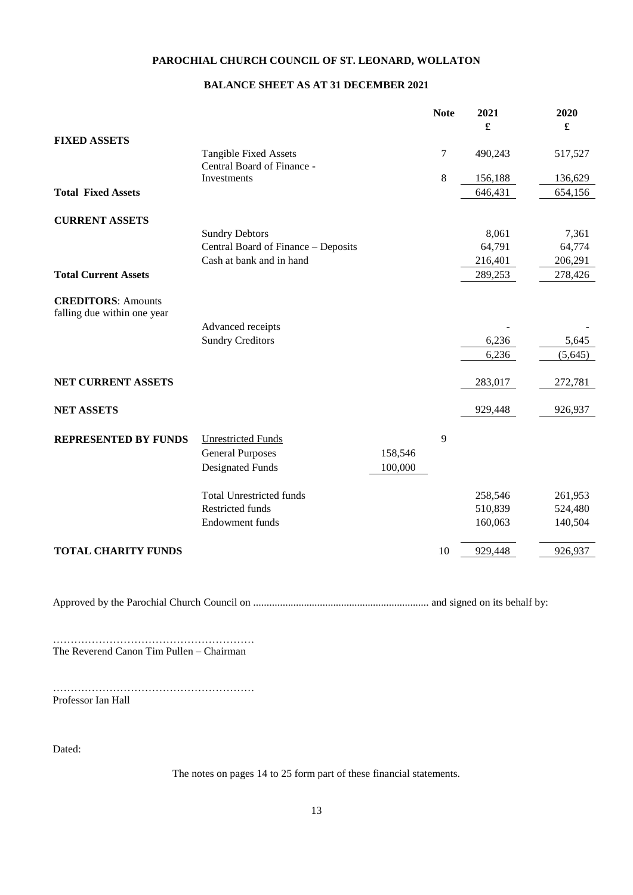**PAROCHIAL CHURCH COUNCIL OF ST. LEONARD, WOLLATON**

**BALANCE SHEET AS AT 31 DECEMBER 2021**

| | | | **Note** | **2021** £ | **2020** £ |
|---|---|---|---|---|---|
| **FIXED ASSETS** | | | | | |
| | Tangible Fixed Assets | | 7 | 490,243 | 517,527 |
| | Central Board of Finance - Investments | | 8 | 156,188 | 136,629 |
| **Total Fixed Assets** | | | | 646,431 | 654,156 |
| **CURRENT ASSETS** | | | | | |
| | Sundry Debtors | | | 8,061 | 7,361 |
| | Central Board of Finance – Deposits | | | 64,791 | 64,774 |
| | Cash at bank and in hand | | | 216,401 | 206,291 |
| **Total Current Assets** | | | | 289,253 | 278,426 |
| **CREDITORS**: Amounts falling due within one year | | | | | |
| | Advanced receipts | | | - | - |
| | Sundry Creditors | | | 6,236 | 5,645 |
| | | | | 6,236 | (5,645) |
| **NET CURRENT ASSETS** | | | | 283,017 | 272,781 |
| **NET ASSETS** | | | | 929,448 | 926,937 |
| **REPRESENTED BY FUNDS** | Unrestricted Funds | | 9 | | |
| | General Purposes | 158,546 | | | |
| | Designated Funds | 100,000 | | | |
| | Total Unrestricted funds | | | 258,546 | 261,953 |
| | Restricted funds | | | 510,839 | 524,480 |
| | Endowment funds | | | 160,063 | 140,504 |
| **TOTAL CHARITY FUNDS** | | | 10 | 929,448 | 926,937 |

Approved by the Parochial Church Council on ................................................................ and signed on its behalf by:

…………………………………………………
The Reverend Canon Tim Pullen – Chairman

…………………………………………………
Professor Ian Hall

Dated:

The notes on pages 14 to 25 form part of these financial statements.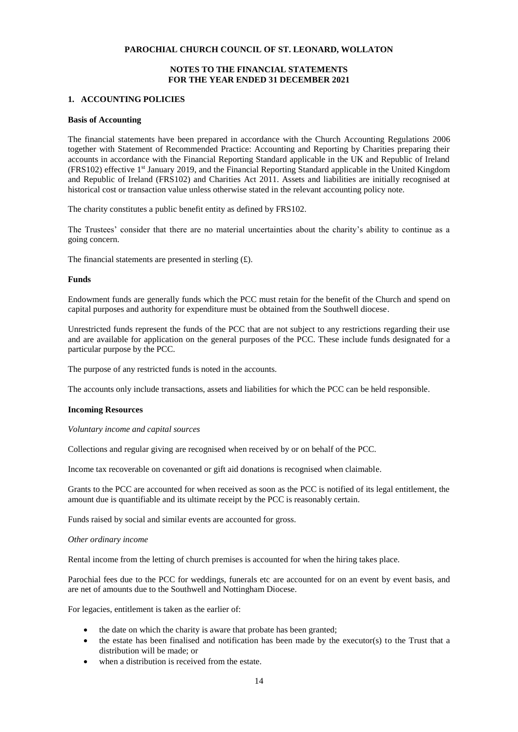**PAROCHIAL CHURCH COUNCIL OF ST. LEONARD, WOLLATON**

**NOTES TO THE FINANCIAL STATEMENTS**
**FOR THE YEAR ENDED 31 DECEMBER 2021**

## 1. ACCOUNTING POLICIES

### Basis of Accounting

The financial statements have been prepared in accordance with the Church Accounting Regulations 2006 together with Statement of Recommended Practice: Accounting and Reporting by Charities preparing their accounts in accordance with the Financial Reporting Standard applicable in the UK and Republic of Ireland (FRS102) effective 1st January 2019, and the Financial Reporting Standard applicable in the United Kingdom and Republic of Ireland (FRS102) and Charities Act 2011. Assets and liabilities are initially recognised at historical cost or transaction value unless otherwise stated in the relevant accounting policy note.

The charity constitutes a public benefit entity as defined by FRS102.

The Trustees' consider that there are no material uncertainties about the charity's ability to continue as a going concern.

The financial statements are presented in sterling (£).

### Funds

Endowment funds are generally funds which the PCC must retain for the benefit of the Church and spend on capital purposes and authority for expenditure must be obtained from the Southwell diocese.

Unrestricted funds represent the funds of the PCC that are not subject to any restrictions regarding their use and are available for application on the general purposes of the PCC. These include funds designated for a particular purpose by the PCC.

The purpose of any restricted funds is noted in the accounts.

The accounts only include transactions, assets and liabilities for which the PCC can be held responsible.

### Incoming Resources

*Voluntary income and capital sources*

Collections and regular giving are recognised when received by or on behalf of the PCC.

Income tax recoverable on covenanted or gift aid donations is recognised when claimable.

Grants to the PCC are accounted for when received as soon as the PCC is notified of its legal entitlement, the amount due is quantifiable and its ultimate receipt by the PCC is reasonably certain.

Funds raised by social and similar events are accounted for gross.

*Other ordinary income*

Rental income from the letting of church premises is accounted for when the hiring takes place.

Parochial fees due to the PCC for weddings, funerals etc are accounted for on an event by event basis, and are net of amounts due to the Southwell and Nottingham Diocese.

For legacies, entitlement is taken as the earlier of:

- the date on which the charity is aware that probate has been granted;
- the estate has been finalised and notification has been made by the executor(s) to the Trust that a distribution will be made; or
- when a distribution is received from the estate.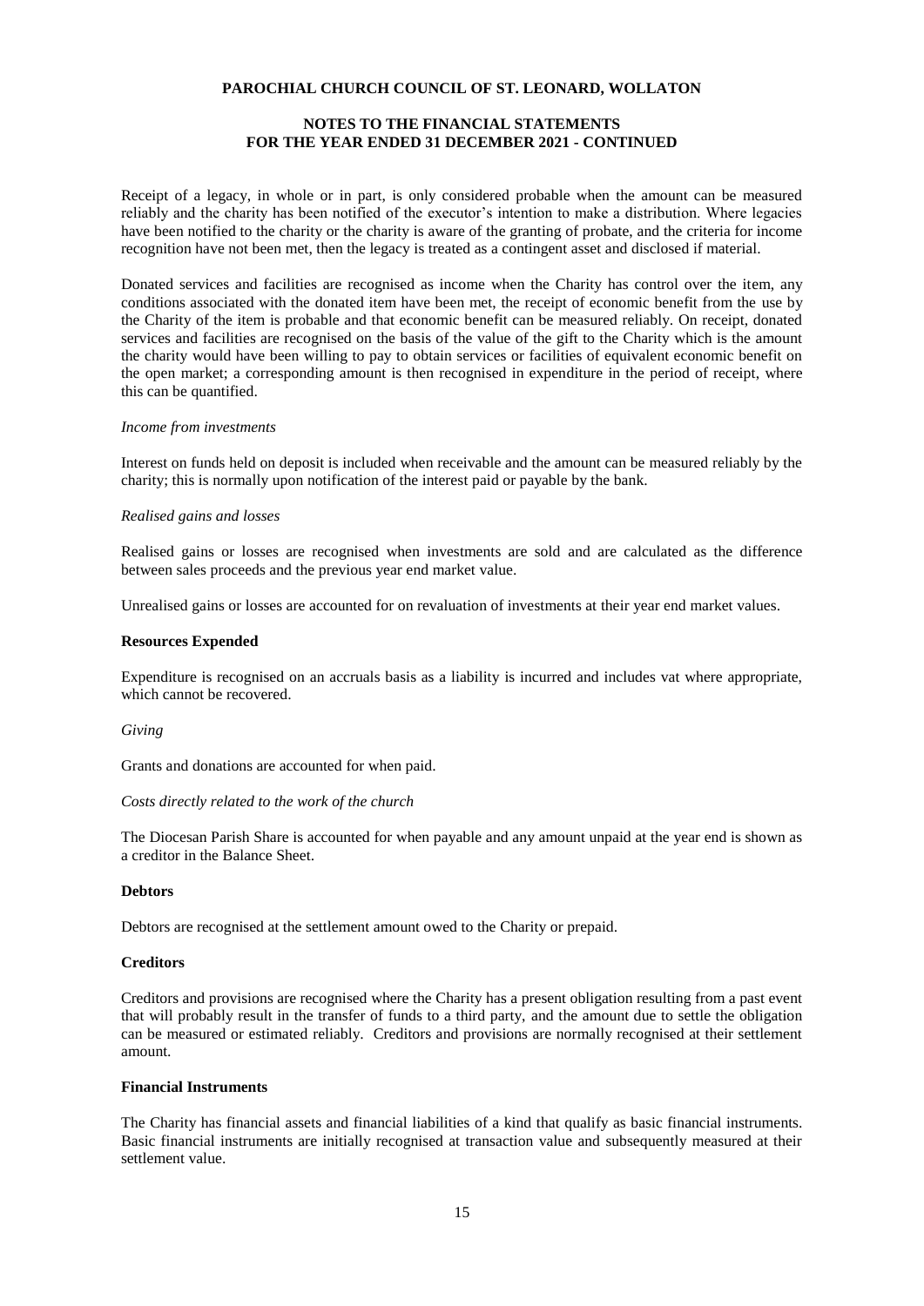Receipt of a legacy, in whole or in part, is only considered probable when the amount can be measured reliably and the charity has been notified of the executor's intention to make a distribution. Where legacies have been notified to the charity or the charity is aware of the granting of probate, and the criteria for income recognition have not been met, then the legacy is treated as a contingent asset and disclosed if material.

Donated services and facilities are recognised as income when the Charity has control over the item, any conditions associated with the donated item have been met, the receipt of economic benefit from the use by the Charity of the item is probable and that economic benefit can be measured reliably. On receipt, donated services and facilities are recognised on the basis of the value of the gift to the Charity which is the amount the charity would have been willing to pay to obtain services or facilities of equivalent economic benefit on the open market; a corresponding amount is then recognised in expenditure in the period of receipt, where this can be quantified.

*Income from investments*

Interest on funds held on deposit is included when receivable and the amount can be measured reliably by the charity; this is normally upon notification of the interest paid or payable by the bank.

*Realised gains and losses*

Realised gains or losses are recognised when investments are sold and are calculated as the difference between sales proceeds and the previous year end market value.

Unrealised gains or losses are accounted for on revaluation of investments at their year end market values.

**Resources Expended**

Expenditure is recognised on an accruals basis as a liability is incurred and includes vat where appropriate, which cannot be recovered.

*Giving*

Grants and donations are accounted for when paid.

*Costs directly related to the work of the church*

The Diocesan Parish Share is accounted for when payable and any amount unpaid at the year end is shown as a creditor in the Balance Sheet.

**Debtors**

Debtors are recognised at the settlement amount owed to the Charity or prepaid.

**Creditors**

Creditors and provisions are recognised where the Charity has a present obligation resulting from a past event that will probably result in the transfer of funds to a third party, and the amount due to settle the obligation can be measured or estimated reliably. Creditors and provisions are normally recognised at their settlement amount.

**Financial Instruments**

The Charity has financial assets and financial liabilities of a kind that qualify as basic financial instruments. Basic financial instruments are initially recognised at transaction value and subsequently measured at their settlement value.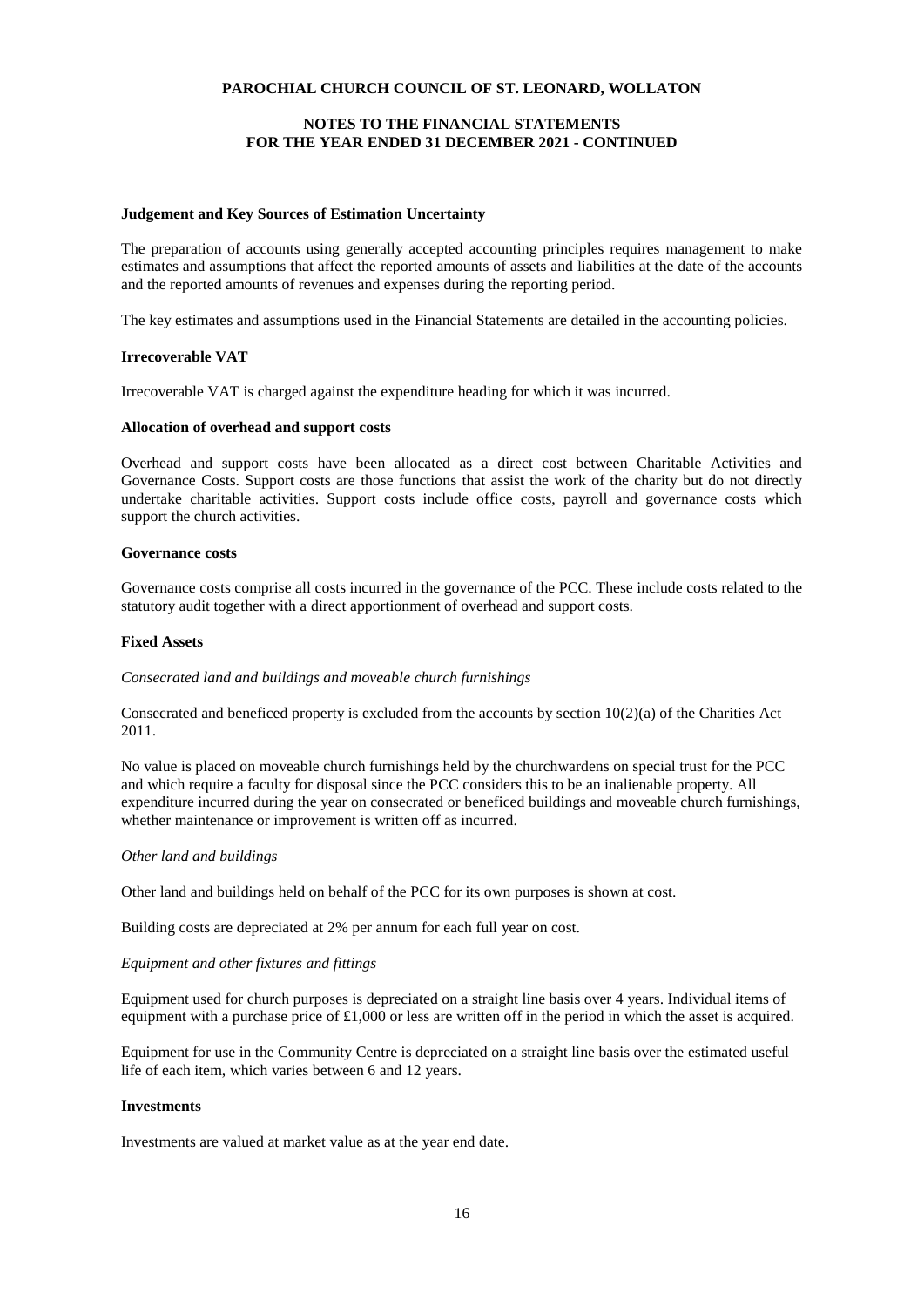**Judgement and Key Sources of Estimation Uncertainty**

The preparation of accounts using generally accepted accounting principles requires management to make estimates and assumptions that affect the reported amounts of assets and liabilities at the date of the accounts and the reported amounts of revenues and expenses during the reporting period.

The key estimates and assumptions used in the Financial Statements are detailed in the accounting policies.

**Irrecoverable VAT**

Irrecoverable VAT is charged against the expenditure heading for which it was incurred.

**Allocation of overhead and support costs**

Overhead and support costs have been allocated as a direct cost between Charitable Activities and Governance Costs. Support costs are those functions that assist the work of the charity but do not directly undertake charitable activities. Support costs include office costs, payroll and governance costs which support the church activities.

**Governance costs**

Governance costs comprise all costs incurred in the governance of the PCC. These include costs related to the statutory audit together with a direct apportionment of overhead and support costs.

**Fixed Assets**

*Consecrated land and buildings and moveable church furnishings*

Consecrated and beneficed property is excluded from the accounts by section 10(2)(a) of the Charities Act 2011.

No value is placed on moveable church furnishings held by the churchwardens on special trust for the PCC and which require a faculty for disposal since the PCC considers this to be an inalienable property. All expenditure incurred during the year on consecrated or beneficed buildings and moveable church furnishings, whether maintenance or improvement is written off as incurred.

*Other land and buildings*

Other land and buildings held on behalf of the PCC for its own purposes is shown at cost.

Building costs are depreciated at 2% per annum for each full year on cost.

*Equipment and other fixtures and fittings*

Equipment used for church purposes is depreciated on a straight line basis over 4 years. Individual items of equipment with a purchase price of £1,000 or less are written off in the period in which the asset is acquired.

Equipment for use in the Community Centre is depreciated on a straight line basis over the estimated useful life of each item, which varies between 6 and 12 years.

**Investments**

Investments are valued at market value as at the year end date.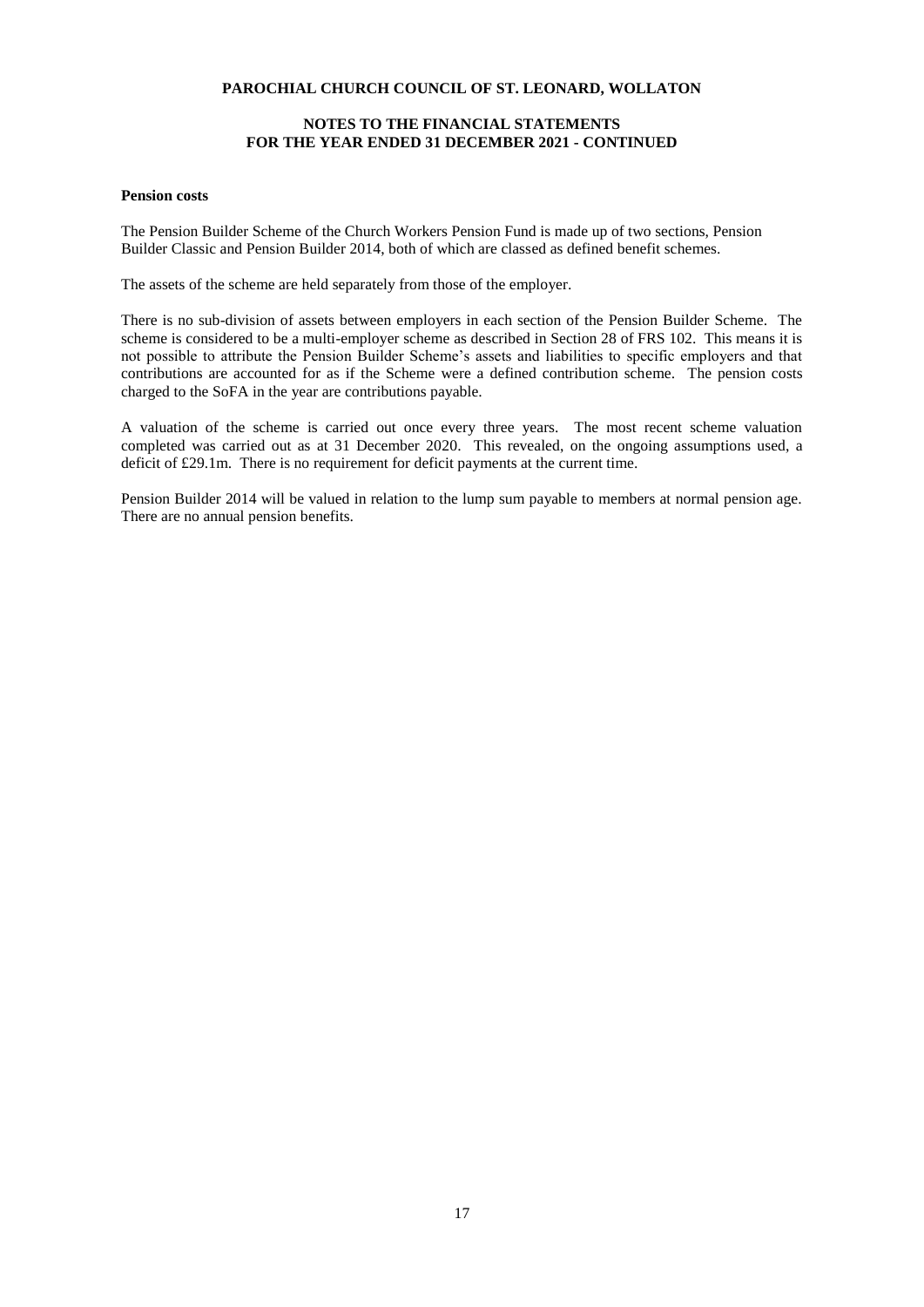**Pension costs**

The Pension Builder Scheme of the Church Workers Pension Fund is made up of two sections, Pension Builder Classic and Pension Builder 2014, both of which are classed as defined benefit schemes.

The assets of the scheme are held separately from those of the employer.

There is no sub-division of assets between employers in each section of the Pension Builder Scheme. The scheme is considered to be a multi-employer scheme as described in Section 28 of FRS 102. This means it is not possible to attribute the Pension Builder Scheme's assets and liabilities to specific employers and that contributions are accounted for as if the Scheme were a defined contribution scheme. The pension costs charged to the SoFA in the year are contributions payable.

A valuation of the scheme is carried out once every three years. The most recent scheme valuation completed was carried out as at 31 December 2020. This revealed, on the ongoing assumptions used, a deficit of £29.1m. There is no requirement for deficit payments at the current time.

Pension Builder 2014 will be valued in relation to the lump sum payable to members at normal pension age. There are no annual pension benefits.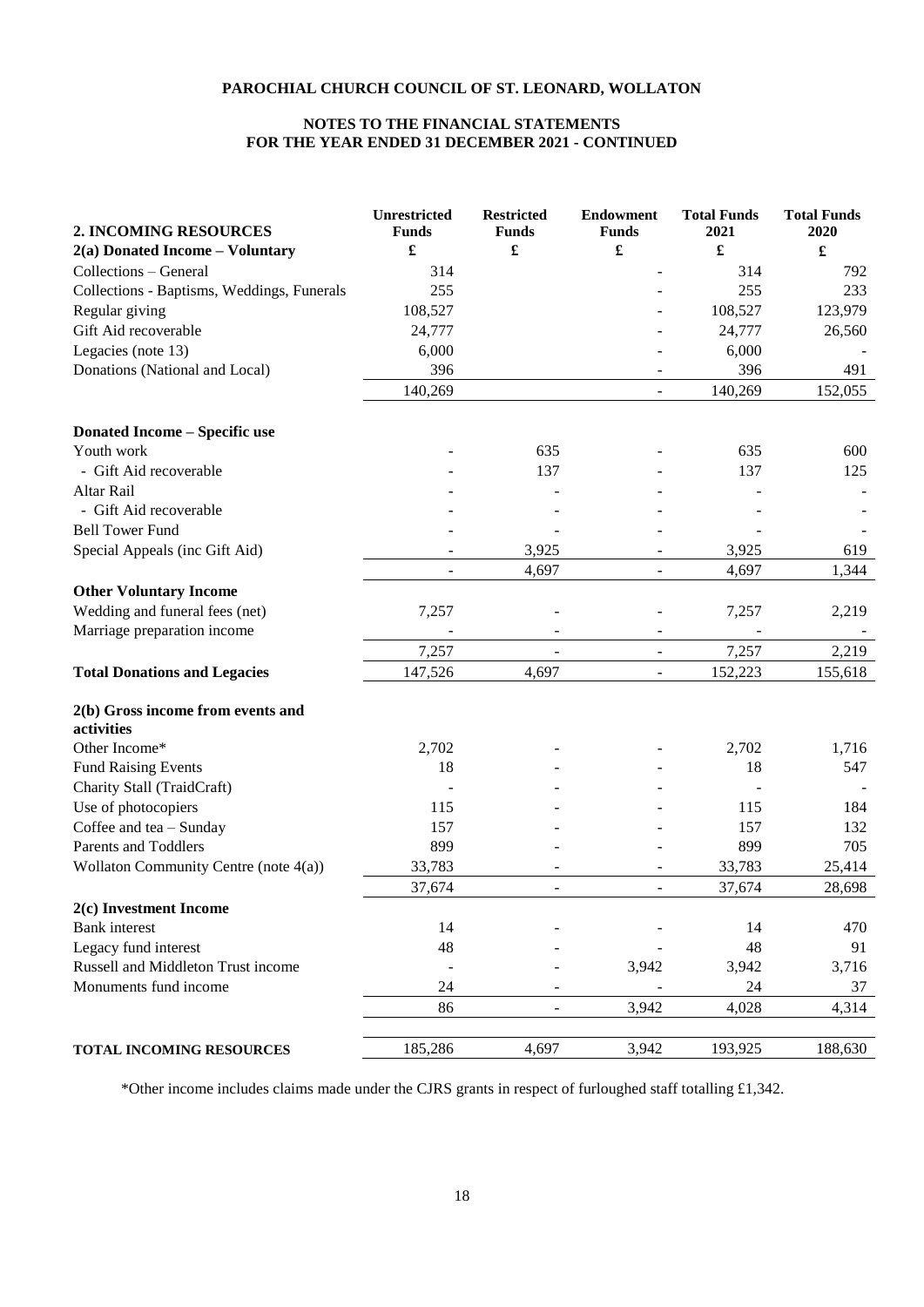**PAROCHIAL CHURCH COUNCIL OF ST. LEONARD, WOLLATON**

**NOTES TO THE FINANCIAL STATEMENTS FOR THE YEAR ENDED 31 DECEMBER 2021 - CONTINUED**

| **2. INCOMING RESOURCES** | **Unrestricted Funds** | **Restricted Funds** | **Endowment Funds** | **Total Funds 2021** | **Total Funds 2020** |
|---|---|---|---|---|---|
| **2(a) Donated Income – Voluntary** | **£** | **£** | **£** | **£** | **£** |
| Collections – General | 314 | | - | 314 | 792 |
| Collections - Baptisms, Weddings, Funerals | 255 | | - | 255 | 233 |
| Regular giving | 108,527 | | - | 108,527 | 123,979 |
| Gift Aid recoverable | 24,777 | | - | 24,777 | 26,560 |
| Legacies (note 13) | 6,000 | | - | 6,000 | - |
| Donations (National and Local) | 396 | | - | 396 | 491 |
| | 140,269 | | - | 140,269 | 152,055 |
| **Donated Income – Specific use** | | | | | |
| Youth work | - | 635 | - | 635 | 600 |
| - Gift Aid recoverable | - | 137 | - | 137 | 125 |
| Altar Rail | - | - | - | - | - |
| - Gift Aid recoverable | - | - | - | - | - |
| Bell Tower Fund | - | - | - | - | - |
| Special Appeals (inc Gift Aid) | - | 3,925 | - | 3,925 | 619 |
| | - | 4,697 | - | 4,697 | 1,344 |
| **Other Voluntary Income** | | | | | |
| Wedding and funeral fees (net) | 7,257 | - | - | 7,257 | 2,219 |
| Marriage preparation income | - | - | - | - | - |
| | 7,257 | - | - | 7,257 | 2,219 |
| **Total Donations and Legacies** | 147,526 | 4,697 | - | 152,223 | 155,618 |
| **2(b) Gross income from events and activities** | | | | | |
| Other Income* | 2,702 | - | - | 2,702 | 1,716 |
| Fund Raising Events | 18 | - | - | 18 | 547 |
| Charity Stall (TraidCraft) | - | - | - | - | - |
| Use of photocopiers | 115 | - | - | 115 | 184 |
| Coffee and tea – Sunday | 157 | - | - | 157 | 132 |
| Parents and Toddlers | 899 | - | - | 899 | 705 |
| Wollaton Community Centre (note 4(a)) | 33,783 | - | - | 33,783 | 25,414 |
| | 37,674 | - | - | 37,674 | 28,698 |
| **2(c) Investment Income** | | | | | |
| Bank interest | 14 | - | - | 14 | 470 |
| Legacy fund interest | 48 | - | - | 48 | 91 |
| Russell and Middleton Trust income | - | - | 3,942 | 3,942 | 3,716 |
| Monuments fund income | 24 | - | - | 24 | 37 |
| | 86 | - | 3,942 | 4,028 | 4,314 |
| **TOTAL INCOMING RESOURCES** | 185,286 | 4,697 | 3,942 | 193,925 | 188,630 |

*Other income includes claims made under the CJRS grants in respect of furloughed staff totalling £1,342.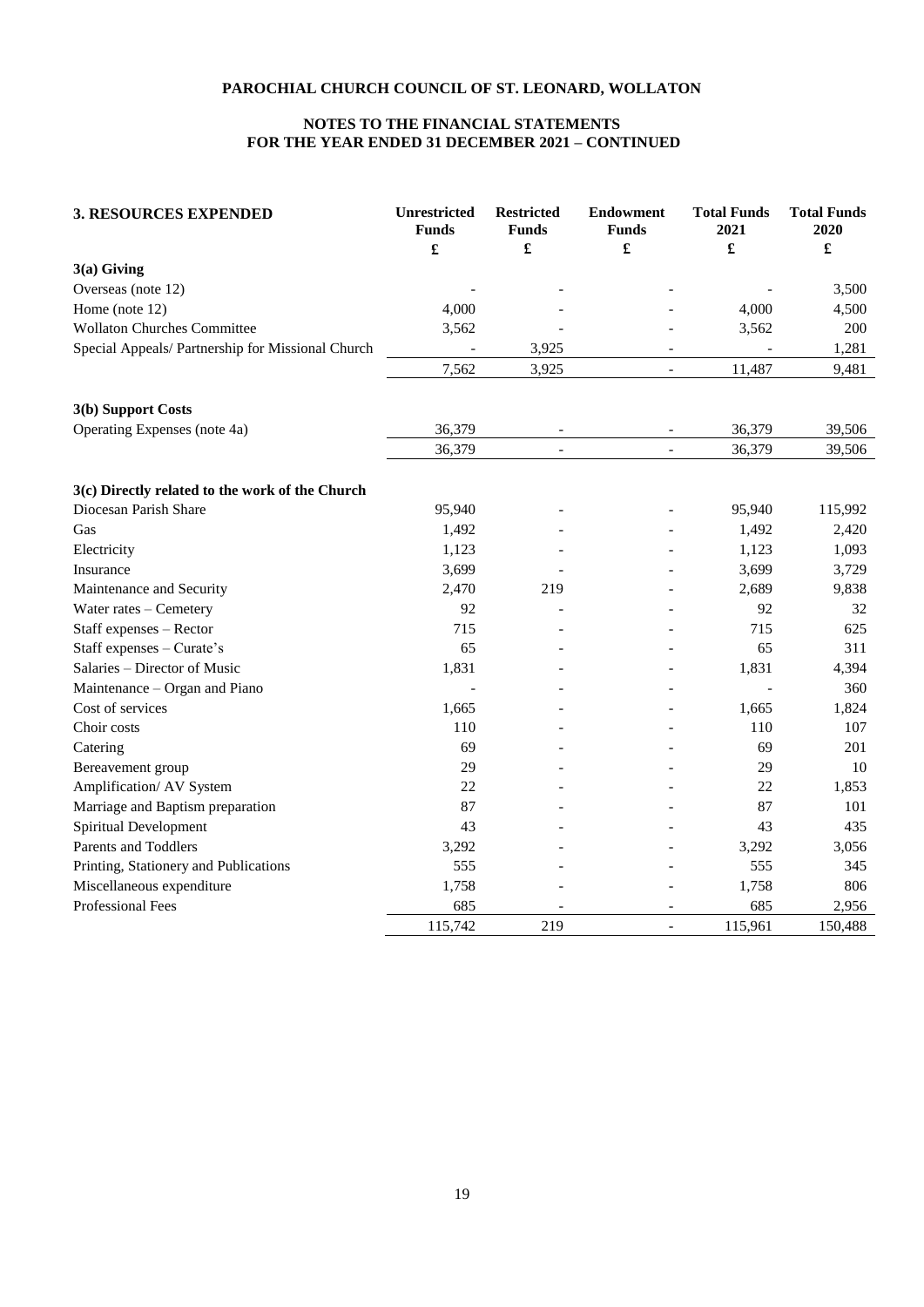**PAROCHIAL CHURCH COUNCIL OF ST. LEONARD, WOLLATON**

**NOTES TO THE FINANCIAL STATEMENTS**
**FOR THE YEAR ENDED 31 DECEMBER 2021 – CONTINUED**

| **3. RESOURCES EXPENDED** | **Unrestricted Funds** | **Restricted Funds** | **Endowment Funds** | **Total Funds 2021** | **Total Funds 2020** |
|---|---|---|---|---|---|
| | **£** | **£** | **£** | **£** | **£** |
| **3(a) Giving** | | | | | |
| Overseas (note 12) | - | - | - | - | 3,500 |
| Home (note 12) | 4,000 | - | - | 4,000 | 4,500 |
| Wollaton Churches Committee | 3,562 | - | - | 3,562 | 200 |
| Special Appeals/ Partnership for Missional Church | - | 3,925 | - | - | 1,281 |
| | 7,562 | 3,925 | - | 11,487 | 9,481 |
| **3(b) Support Costs** | | | | | |
| Operating Expenses (note 4a) | 36,379 | - | - | 36,379 | 39,506 |
| | 36,379 | - | - | 36,379 | 39,506 |
| **3(c) Directly related to the work of the Church** | | | | | |
| Diocesan Parish Share | 95,940 | - | - | 95,940 | 115,992 |
| Gas | 1,492 | - | - | 1,492 | 2,420 |
| Electricity | 1,123 | - | - | 1,123 | 1,093 |
| Insurance | 3,699 | - | - | 3,699 | 3,729 |
| Maintenance and Security | 2,470 | 219 | - | 2,689 | 9,838 |
| Water rates – Cemetery | 92 | - | - | 92 | 32 |
| Staff expenses – Rector | 715 | - | - | 715 | 625 |
| Staff expenses – Curate's | 65 | - | - | 65 | 311 |
| Salaries – Director of Music | 1,831 | - | - | 1,831 | 4,394 |
| Maintenance – Organ and Piano | - | - | - | - | 360 |
| Cost of services | 1,665 | - | - | 1,665 | 1,824 |
| Choir costs | 110 | - | - | 110 | 107 |
| Catering | 69 | - | - | 69 | 201 |
| Bereavement group | 29 | - | - | 29 | 10 |
| Amplification/ AV System | 22 | - | - | 22 | 1,853 |
| Marriage and Baptism preparation | 87 | - | - | 87 | 101 |
| Spiritual Development | 43 | - | - | 43 | 435 |
| Parents and Toddlers | 3,292 | - | - | 3,292 | 3,056 |
| Printing, Stationery and Publications | 555 | - | - | 555 | 345 |
| Miscellaneous expenditure | 1,758 | - | - | 1,758 | 806 |
| Professional Fees | 685 | - | - | 685 | 2,956 |
| | 115,742 | 219 | - | 115,961 | 150,488 |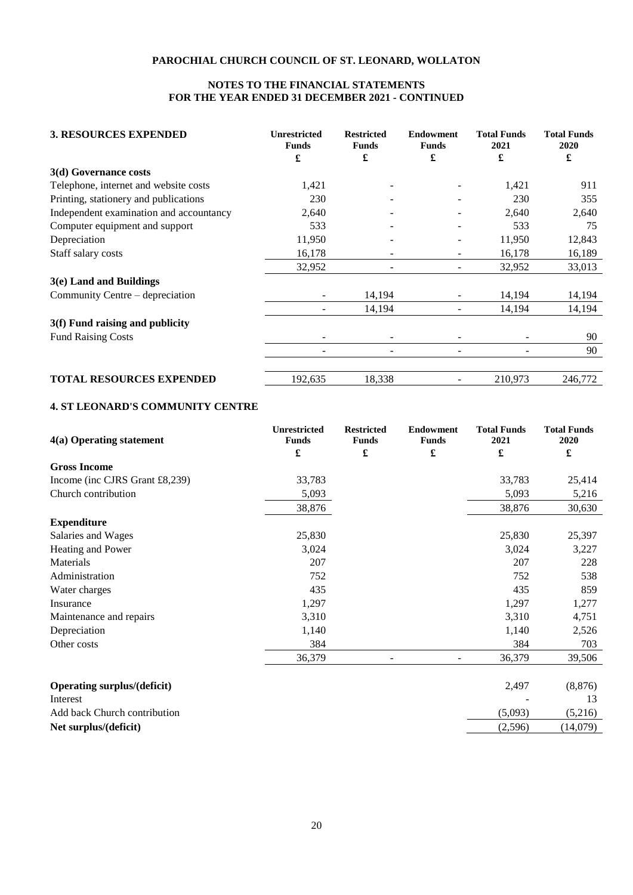**PAROCHIAL CHURCH COUNCIL OF ST. LEONARD, WOLLATON**

**NOTES TO THE FINANCIAL STATEMENTS**
**FOR THE YEAR ENDED 31 DECEMBER 2021 - CONTINUED**

| **3. RESOURCES EXPENDED** | **Unrestricted Funds** | **Restricted Funds** | **Endowment Funds** | **Total Funds 2021** | **Total Funds 2020** |
|---|---|---|---|---|---|
| | **£** | **£** | **£** | **£** | **£** |
| **3(d) Governance costs** | | | | | |
| Telephone, internet and website costs | 1,421 | - | - | 1,421 | 911 |
| Printing, stationery and publications | 230 | - | - | 230 | 355 |
| Independent examination and accountancy | 2,640 | - | - | 2,640 | 2,640 |
| Computer equipment and support | 533 | - | - | 533 | 75 |
| Depreciation | 11,950 | - | - | 11,950 | 12,843 |
| Staff salary costs | 16,178 | - | - | 16,178 | 16,189 |
| | 32,952 | - | - | 32,952 | 33,013 |
| **3(e) Land and Buildings** | | | | | |
| Community Centre – depreciation | - | 14,194 | - | 14,194 | 14,194 |
| | - | 14,194 | - | 14,194 | 14,194 |
| **3(f) Fund raising and publicity** | | | | | |
| Fund Raising Costs | - | - | - | - | 90 |
| | - | - | - | - | 90 |
| **TOTAL RESOURCES EXPENDED** | 192,635 | 18,338 | - | 210,973 | 246,772 |

**4. ST LEONARD'S COMMUNITY CENTRE**

| **4(a) Operating statement** | **Unrestricted Funds** | **Restricted Funds** | **Endowment Funds** | **Total Funds 2021** | **Total Funds 2020** |
|---|---|---|---|---|---|
| | **£** | **£** | **£** | **£** | **£** |
| **Gross Income** | | | | | |
| Income (inc CJRS Grant £8,239) | 33,783 | | | 33,783 | 25,414 |
| Church contribution | 5,093 | | | 5,093 | 5,216 |
| | 38,876 | | | 38,876 | 30,630 |
| **Expenditure** | | | | | |
| Salaries and Wages | 25,830 | | | 25,830 | 25,397 |
| Heating and Power | 3,024 | | | 3,024 | 3,227 |
| Materials | 207 | | | 207 | 228 |
| Administration | 752 | | | 752 | 538 |
| Water charges | 435 | | | 435 | 859 |
| Insurance | 1,297 | | | 1,297 | 1,277 |
| Maintenance and repairs | 3,310 | | | 3,310 | 4,751 |
| Depreciation | 1,140 | | | 1,140 | 2,526 |
| Other costs | 384 | | | 384 | 703 |
| | 36,379 | - | - | 36,379 | 39,506 |
| **Operating surplus/(deficit)** | | | | 2,497 | (8,876) |
| Interest | | | | - | 13 |
| Add back Church contribution | | | | (5,093) | (5,216) |
| **Net surplus/(deficit)** | | | | (2,596) | (14,079) |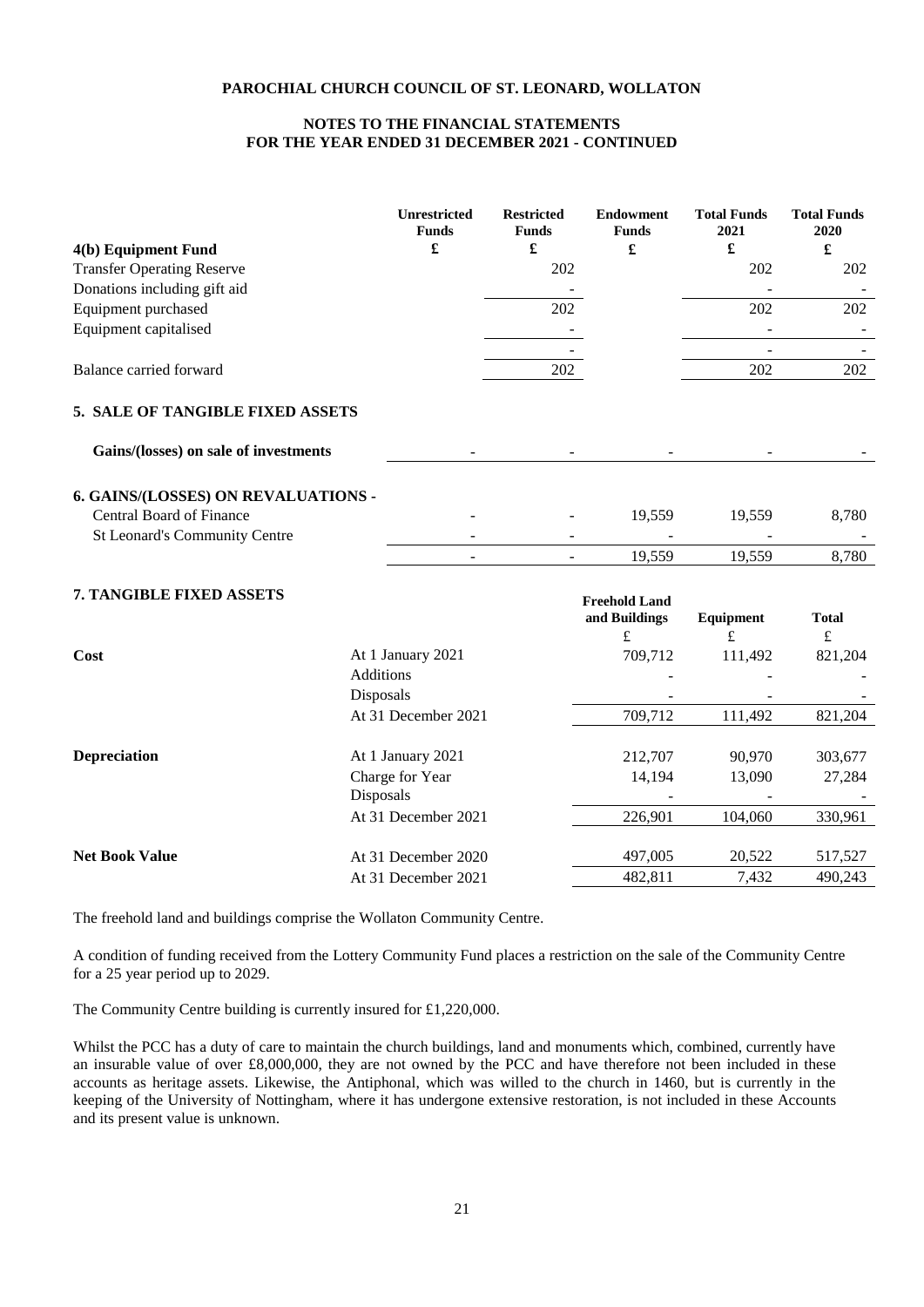# PAROCHIAL CHURCH COUNCIL OF ST. LEONARD, WOLLATON

## NOTES TO THE FINANCIAL STATEMENTS FOR THE YEAR ENDED 31 DECEMBER 2021 - CONTINUED

| 4(b) Equipment Fund | Unrestricted Funds £ | Restricted Funds £ | Endowment Funds £ | Total Funds 2021 £ | Total Funds 2020 £ |
|---|---|---|---|---|---|
| Transfer Operating Reserve | | 202 | | 202 | 202 |
| Donations including gift aid | | - | | - | - |
| Equipment purchased | | 202 | | 202 | 202 |
| Equipment capitalised | | - | | - | - |
| | | - | | - | - |
| Balance carried forward | | 202 | | 202 | 202 |

### 5. SALE OF TANGIBLE FIXED ASSETS

| | Unrestricted Funds £ | Restricted Funds £ | Endowment Funds £ | Total Funds 2021 £ | Total Funds 2020 £ |
|---|---|---|---|---|---|
| **Gains/(losses) on sale of investments** | - | - | - | - | - |

### 6. GAINS/(LOSSES) ON REVALUATIONS -

| | Unrestricted Funds £ | Restricted Funds £ | Endowment Funds £ | Total Funds 2021 £ | Total Funds 2020 £ |
|---|---|---|---|---|---|
| Central Board of Finance | - | - | 19,559 | 19,559 | 8,780 |
| St Leonard's Community Centre | - | - | - | - | - |
| | - | - | 19,559 | 19,559 | 8,780 |

### 7. TANGIBLE FIXED ASSETS

| | | Freehold Land and Buildings £ | Equipment £ | Total £ |
|---|---|---|---|---|
| **Cost** | At 1 January 2021 | 709,712 | 111,492 | 821,204 |
| | Additions | - | - | - |
| | Disposals | - | - | - |
| | At 31 December 2021 | 709,712 | 111,492 | 821,204 |
| **Depreciation** | At 1 January 2021 | 212,707 | 90,970 | 303,677 |
| | Charge for Year | 14,194 | 13,090 | 27,284 |
| | Disposals | - | - | - |
| | At 31 December 2021 | 226,901 | 104,060 | 330,961 |
| **Net Book Value** | At 31 December 2020 | 497,005 | 20,522 | 517,527 |
| | At 31 December 2021 | 482,811 | 7,432 | 490,243 |

The freehold land and buildings comprise the Wollaton Community Centre.

A condition of funding received from the Lottery Community Fund places a restriction on the sale of the Community Centre for a 25 year period up to 2029.

The Community Centre building is currently insured for £1,220,000.

Whilst the PCC has a duty of care to maintain the church buildings, land and monuments which, combined, currently have an insurable value of over £8,000,000, they are not owned by the PCC and have therefore not been included in these accounts as heritage assets. Likewise, the Antiphonal, which was willed to the church in 1460, but is currently in the keeping of the University of Nottingham, where it has undergone extensive restoration, is not included in these Accounts and its present value is unknown.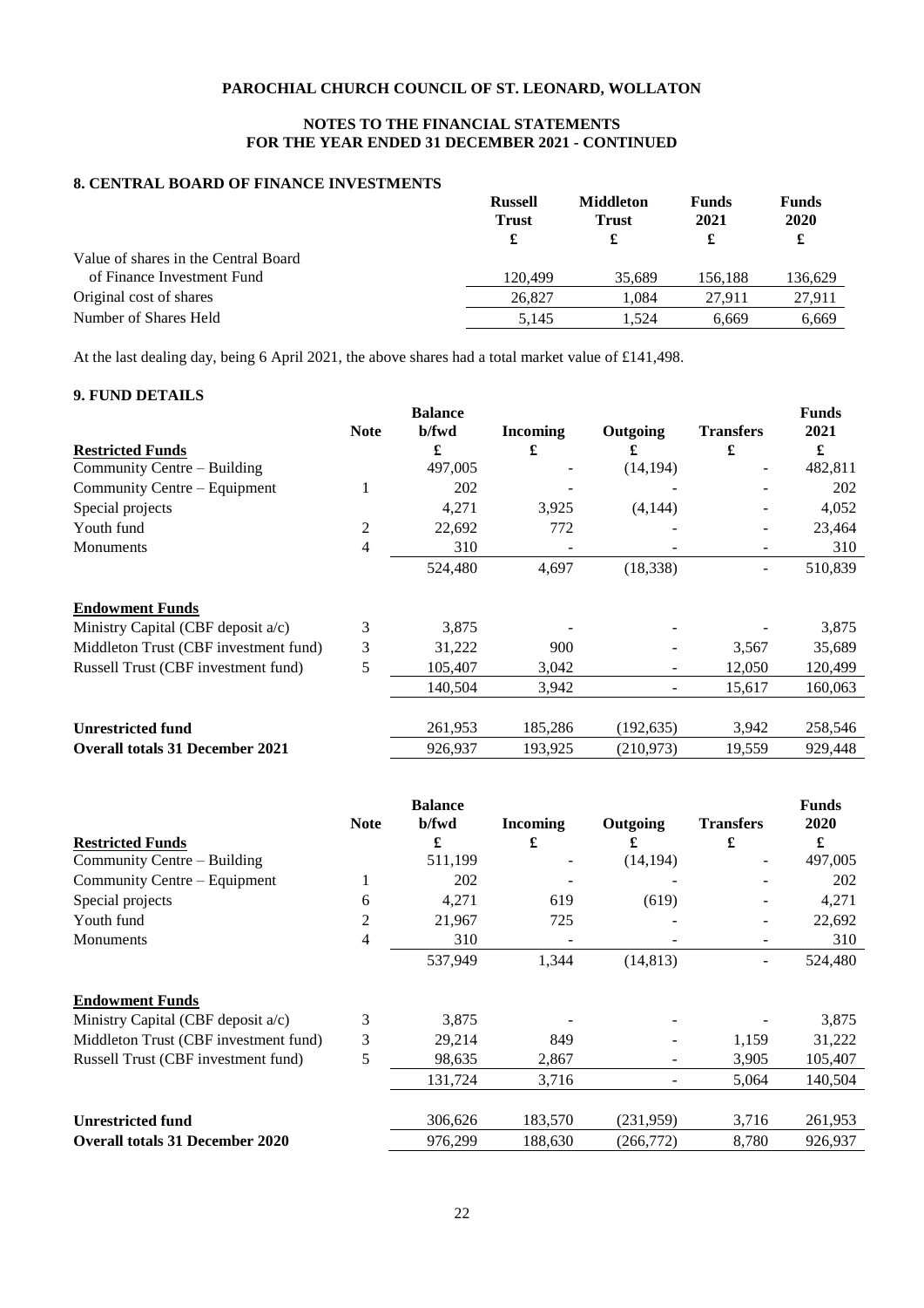# PAROCHIAL CHURCH COUNCIL OF ST. LEONARD, WOLLATON

## NOTES TO THE FINANCIAL STATEMENTS
## FOR THE YEAR ENDED 31 DECEMBER 2021 - CONTINUED

### 8. CENTRAL BOARD OF FINANCE INVESTMENTS

| | Russell Trust | Middleton Trust | Funds 2021 | Funds 2020 |
|---|---|---|---|---|
| | £ | £ | £ | £ |
| Value of shares in the Central Board of Finance Investment Fund | 120,499 | 35,689 | 156,188 | 136,629 |
| Original cost of shares | 26,827 | 1,084 | 27,911 | 27,911 |
| Number of Shares Held | 5,145 | 1,524 | 6,669 | 6,669 |

At the last dealing day, being 6 April 2021, the above shares had a total market value of £141,498.

### 9. FUND DETAILS

| | Note | Balance b/fwd | Incoming | Outgoing | Transfers | Funds 2021 |
|---|---|---|---|---|---|---|
| **Restricted Funds** | | £ | £ | £ | £ | £ |
| Community Centre – Building | | 497,005 | - | (14,194) | - | 482,811 |
| Community Centre – Equipment | 1 | 202 | - | - | - | 202 |
| Special projects | | 4,271 | 3,925 | (4,144) | - | 4,052 |
| Youth fund | 2 | 22,692 | 772 | - | - | 23,464 |
| Monuments | 4 | 310 | - | - | - | 310 |
| | | 524,480 | 4,697 | (18,338) | - | 510,839 |
| **Endowment Funds** | | | | | | |
| Ministry Capital (CBF deposit a/c) | 3 | 3,875 | - | - | - | 3,875 |
| Middleton Trust (CBF investment fund) | 3 | 31,222 | 900 | - | 3,567 | 35,689 |
| Russell Trust (CBF investment fund) | 5 | 105,407 | 3,042 | - | 12,050 | 120,499 |
| | | 140,504 | 3,942 | - | 15,617 | 160,063 |
| **Unrestricted fund** | | 261,953 | 185,286 | (192,635) | 3,942 | 258,546 |
| **Overall totals 31 December 2021** | | 926,937 | 193,925 | (210,973) | 19,559 | 929,448 |

| | Note | Balance b/fwd | Incoming | Outgoing | Transfers | Funds 2020 |
|---|---|---|---|---|---|---|
| **Restricted Funds** | | £ | £ | £ | £ | £ |
| Community Centre – Building | | 511,199 | - | (14,194) | - | 497,005 |
| Community Centre – Equipment | 1 | 202 | - | - | - | 202 |
| Special projects | 6 | 4,271 | 619 | (619) | - | 4,271 |
| Youth fund | 2 | 21,967 | 725 | - | - | 22,692 |
| Monuments | 4 | 310 | - | - | - | 310 |
| | | 537,949 | 1,344 | (14,813) | - | 524,480 |
| **Endowment Funds** | | | | | | |
| Ministry Capital (CBF deposit a/c) | 3 | 3,875 | - | - | - | 3,875 |
| Middleton Trust (CBF investment fund) | 3 | 29,214 | 849 | - | 1,159 | 31,222 |
| Russell Trust (CBF investment fund) | 5 | 98,635 | 2,867 | - | 3,905 | 105,407 |
| | | 131,724 | 3,716 | - | 5,064 | 140,504 |
| **Unrestricted fund** | | 306,626 | 183,570 | (231,959) | 3,716 | 261,953 |
| **Overall totals 31 December 2020** | | 976,299 | 188,630 | (266,772) | 8,780 | 926,937 |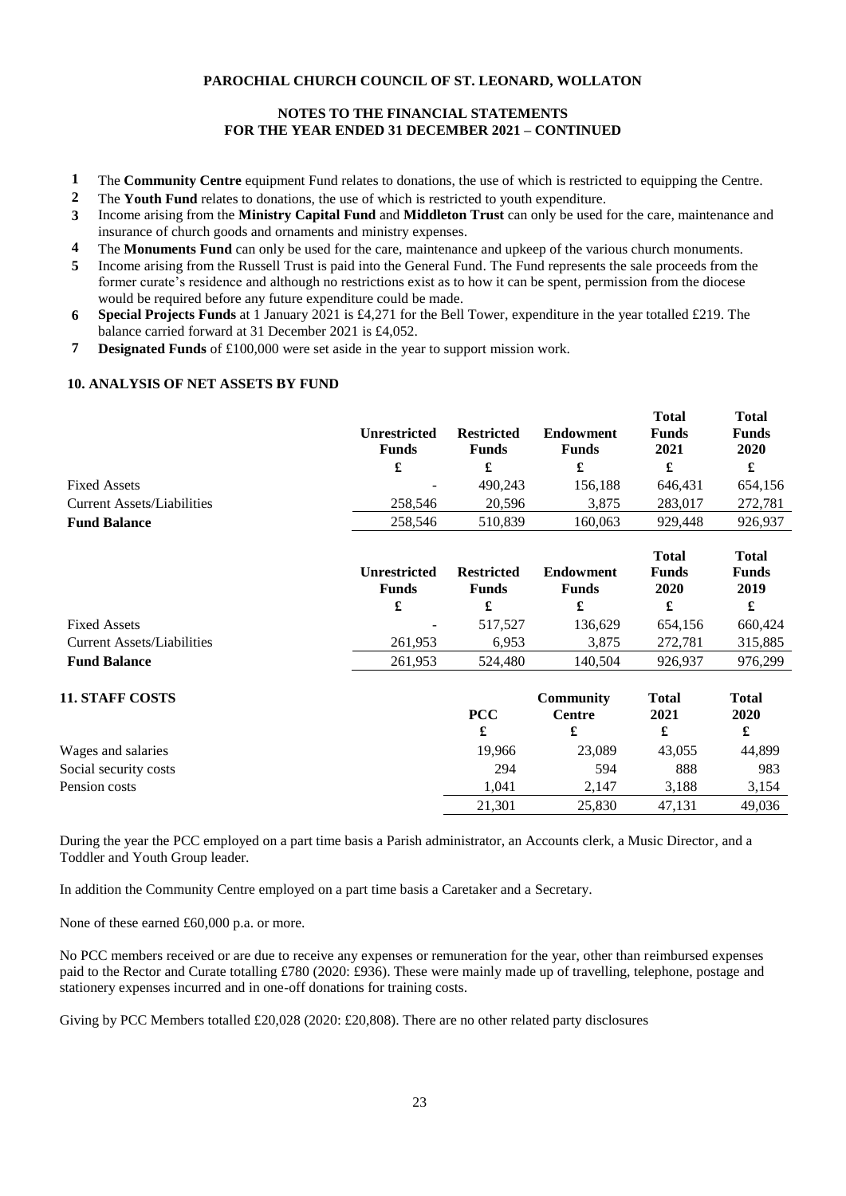**PAROCHIAL CHURCH COUNCIL OF ST. LEONARD, WOLLATON**

**NOTES TO THE FINANCIAL STATEMENTS**
**FOR THE YEAR ENDED 31 DECEMBER 2021 – CONTINUED**

1. The **Community Centre** equipment Fund relates to donations, the use of which is restricted to equipping the Centre.
2. The **Youth Fund** relates to donations, the use of which is restricted to youth expenditure.
3. Income arising from the **Ministry Capital Fund** and **Middleton Trust** can only be used for the care, maintenance and insurance of church goods and ornaments and ministry expenses.
4. The **Monuments Fund** can only be used for the care, maintenance and upkeep of the various church monuments.
5. Income arising from the Russell Trust is paid into the General Fund. The Fund represents the sale proceeds from the former curate's residence and although no restrictions exist as to how it can be spent, permission from the diocese would be required before any future expenditure could be made.
6. **Special Projects Funds** at 1 January 2021 is £4,271 for the Bell Tower, expenditure in the year totalled £219. The balance carried forward at 31 December 2021 is £4,052.
7. **Designated Funds** of £100,000 were set aside in the year to support mission work.

## 10. ANALYSIS OF NET ASSETS BY FUND

| | Unrestricted Funds | Restricted Funds | Endowment Funds | Total Funds 2021 | Total Funds 2020 |
|---|---|---|---|---|---|
| | £ | £ | £ | £ | £ |
| Fixed Assets | - | 490,243 | 156,188 | 646,431 | 654,156 |
| Current Assets/Liabilities | 258,546 | 20,596 | 3,875 | 283,017 | 272,781 |
| **Fund Balance** | 258,546 | 510,839 | 160,063 | 929,448 | 926,937 |

| | Unrestricted Funds | Restricted Funds | Endowment Funds | Total Funds 2020 | Total Funds 2019 |
|---|---|---|---|---|---|
| | £ | £ | £ | £ | £ |
| Fixed Assets | - | 517,527 | 136,629 | 654,156 | 660,424 |
| Current Assets/Liabilities | 261,953 | 6,953 | 3,875 | 272,781 | 315,885 |
| **Fund Balance** | 261,953 | 524,480 | 140,504 | 926,937 | 976,299 |

## 11. STAFF COSTS

| | PCC | Community Centre | Total 2021 | Total 2020 |
|---|---|---|---|---|
| | £ | £ | £ | £ |
| Wages and salaries | 19,966 | 23,089 | 43,055 | 44,899 |
| Social security costs | 294 | 594 | 888 | 983 |
| Pension costs | 1,041 | 2,147 | 3,188 | 3,154 |
| | 21,301 | 25,830 | 47,131 | 49,036 |

During the year the PCC employed on a part time basis a Parish administrator, an Accounts clerk, a Music Director, and a Toddler and Youth Group leader.

In addition the Community Centre employed on a part time basis a Caretaker and a Secretary.

None of these earned £60,000 p.a. or more.

No PCC members received or are due to receive any expenses or remuneration for the year, other than reimbursed expenses paid to the Rector and Curate totalling £780 (2020: £936). These were mainly made up of travelling, telephone, postage and stationery expenses incurred and in one-off donations for training costs.

Giving by PCC Members totalled £20,028 (2020: £20,808). There are no other related party disclosures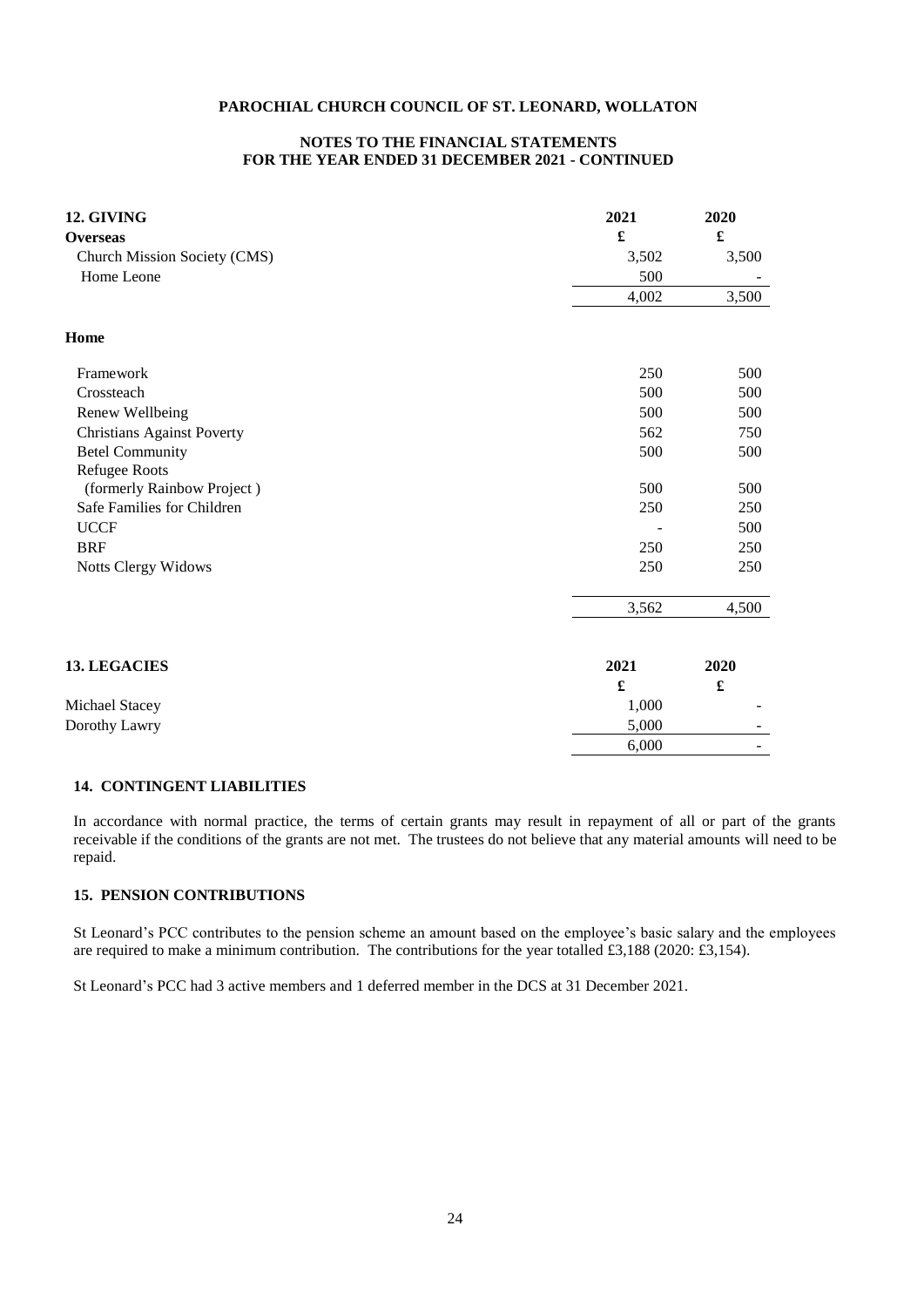**PAROCHIAL CHURCH COUNCIL OF ST. LEONARD, WOLLATON**

**NOTES TO THE FINANCIAL STATEMENTS**
**FOR THE YEAR ENDED 31 DECEMBER 2021 - CONTINUED**

## 12. GIVING

| | 2021 | 2020 |
|---|---|---|
| **Overseas** | £ | £ |
| Church Mission Society (CMS) | 3,502 | 3,500 |
| Home Leone | 500 | - |
| | 4,002 | 3,500 |
| **Home** | | |
| Framework | 250 | 500 |
| Crossteach | 500 | 500 |
| Renew Wellbeing | 500 | 500 |
| Christians Against Poverty | 562 | 750 |
| Betel Community | 500 | 500 |
| Refugee Roots (formerly Rainbow Project ) | 500 | 500 |
| Safe Families for Children | 250 | 250 |
| UCCF | - | 500 |
| BRF | 250 | 250 |
| Notts Clergy Widows | 250 | 250 |
| | 3,562 | 4,500 |

## 13. LEGACIES

| | 2021 | 2020 |
|---|---|---|
| | £ | £ |
| Michael Stacey | 1,000 | - |
| Dorothy Lawry | 5,000 | - |
| | 6,000 | - |

## 14. CONTINGENT LIABILITIES

In accordance with normal practice, the terms of certain grants may result in repayment of all or part of the grants receivable if the conditions of the grants are not met. The trustees do not believe that any material amounts will need to be repaid.

## 15. PENSION CONTRIBUTIONS

St Leonard's PCC contributes to the pension scheme an amount based on the employee's basic salary and the employees are required to make a minimum contribution. The contributions for the year totalled £3,188 (2020: £3,154).

St Leonard's PCC had 3 active members and 1 deferred member in the DCS at 31 December 2021.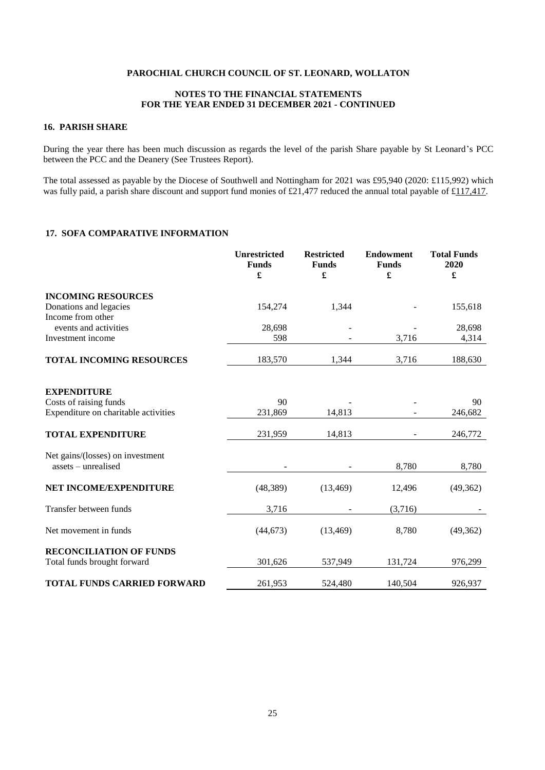**PAROCHIAL CHURCH COUNCIL OF ST. LEONARD, WOLLATON**

**NOTES TO THE FINANCIAL STATEMENTS FOR THE YEAR ENDED 31 DECEMBER 2021 - CONTINUED**

## 16. PARISH SHARE

During the year there has been much discussion as regards the level of the parish Share payable by St Leonard's PCC between the PCC and the Deanery (See Trustees Report).

The total assessed as payable by the Diocese of Southwell and Nottingham for 2021 was £95,940 (2020: £115,992) which was fully paid, a parish share discount and support fund monies of £21,477 reduced the annual total payable of £117,417.

## 17. SOFA COMPARATIVE INFORMATION

| | Unrestricted Funds £ | Restricted Funds £ | Endowment Funds £ | Total Funds 2020 £ |
|---|---|---|---|---|
| **INCOMING RESOURCES** | | | | |
| Donations and legacies | 154,274 | 1,344 | - | 155,618 |
| Income from other events and activities | 28,698 | - | - | 28,698 |
| Investment income | 598 | - | 3,716 | 4,314 |
| **TOTAL INCOMING RESOURCES** | 183,570 | 1,344 | 3,716 | 188,630 |
| **EXPENDITURE** | | | | |
| Costs of raising funds | 90 | - | - | 90 |
| Expenditure on charitable activities | 231,869 | 14,813 | - | 246,682 |
| **TOTAL EXPENDITURE** | 231,959 | 14,813 | - | 246,772 |
| Net gains/(losses) on investment assets – unrealised | - | - | 8,780 | 8,780 |
| **NET INCOME/EXPENDITURE** | (48,389) | (13,469) | 12,496 | (49,362) |
| Transfer between funds | 3,716 | - | (3,716) | - |
| Net movement in funds | (44,673) | (13,469) | 8,780 | (49,362) |
| **RECONCILIATION OF FUNDS** | | | | |
| Total funds brought forward | 301,626 | 537,949 | 131,724 | 976,299 |
| **TOTAL FUNDS CARRIED FORWARD** | 261,953 | 524,480 | 140,504 | 926,937 |